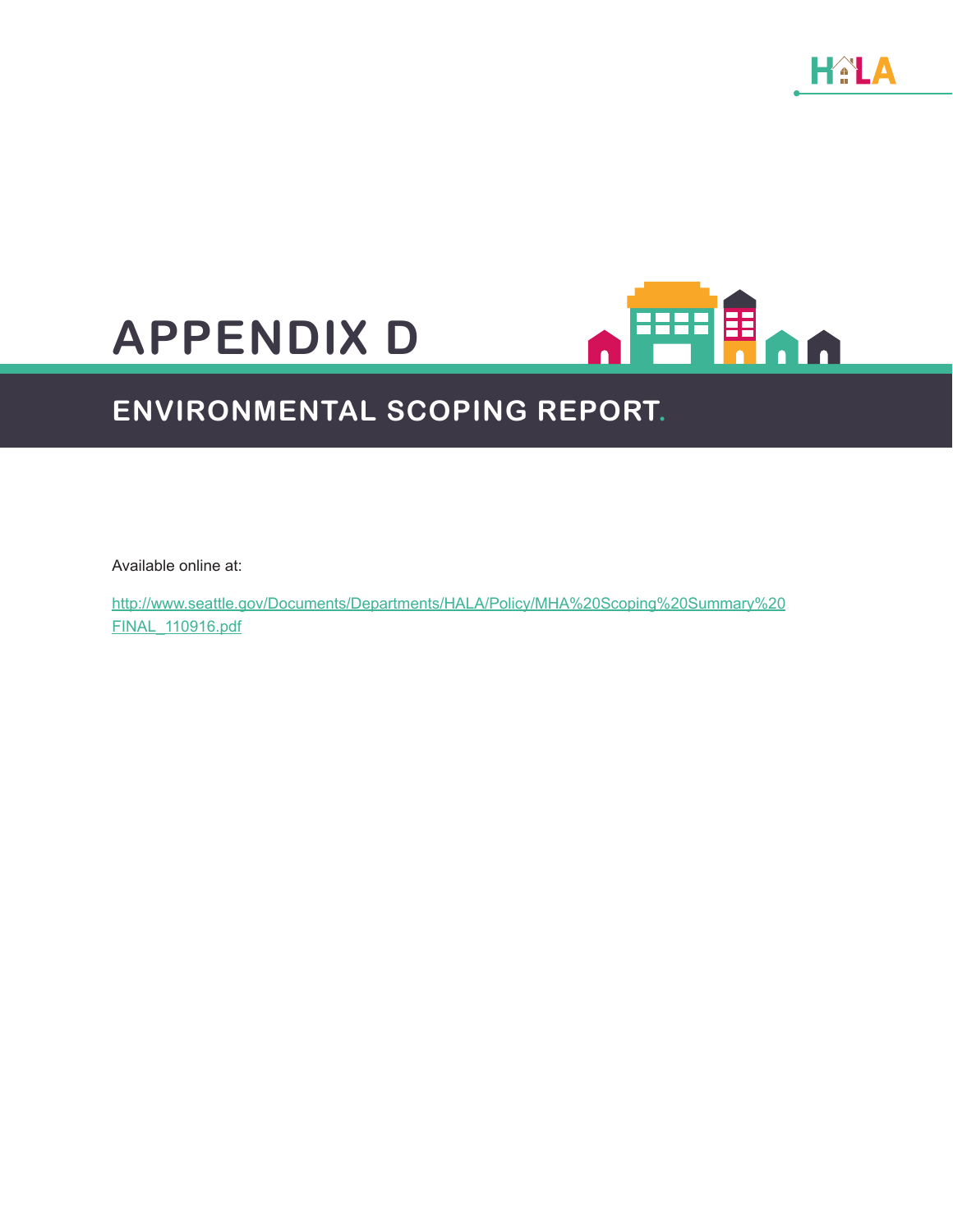# APPENDIX D

## ENVIRONMENTAL SCOPING REPORT.

Available online at:

http://www.seattle.gov/Documents/Departments/HALA/Policy/MHA%20Scoping%20Summary%20FINAL_110916.pdf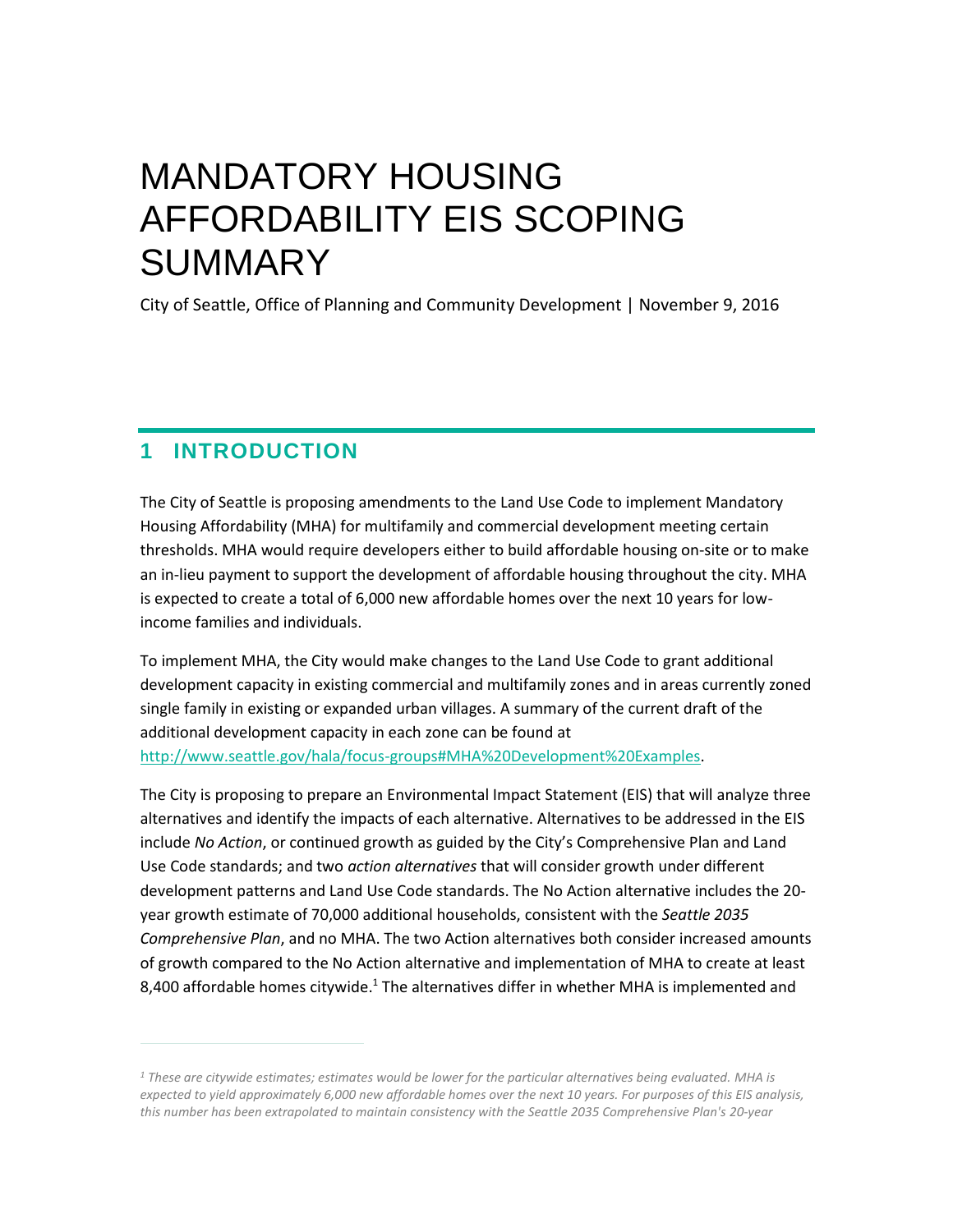# MANDATORY HOUSING AFFORDABILITY EIS SCOPING SUMMARY

City of Seattle, Office of Planning and Community Development | November 9, 2016

## 1 INTRODUCTION

The City of Seattle is proposing amendments to the Land Use Code to implement Mandatory Housing Affordability (MHA) for multifamily and commercial development meeting certain thresholds. MHA would require developers either to build affordable housing on-site or to make an in-lieu payment to support the development of affordable housing throughout the city. MHA is expected to create a total of 6,000 new affordable homes over the next 10 years for low-income families and individuals.

To implement MHA, the City would make changes to the Land Use Code to grant additional development capacity in existing commercial and multifamily zones and in areas currently zoned single family in existing or expanded urban villages. A summary of the current draft of the additional development capacity in each zone can be found at [http://www.seattle.gov/hala/focus-groups#MHA%20Development%20Examples](http://www.seattle.gov/hala/focus-groups#MHA%20Development%20Examples).

The City is proposing to prepare an Environmental Impact Statement (EIS) that will analyze three alternatives and identify the impacts of each alternative. Alternatives to be addressed in the EIS include *No Action*, or continued growth as guided by the City's Comprehensive Plan and Land Use Code standards; and two *action alternatives* that will consider growth under different development patterns and Land Use Code standards. The No Action alternative includes the 20-year growth estimate of 70,000 additional households, consistent with the *Seattle 2035 Comprehensive Plan*, and no MHA. The two Action alternatives both consider increased amounts of growth compared to the No Action alternative and implementation of MHA to create at least 8,400 affordable homes citywide.[1] The alternatives differ in whether MHA is implemented and

---

*[1] These are citywide estimates; estimates would be lower for the particular alternatives being evaluated. MHA is expected to yield approximately 6,000 new affordable homes over the next 10 years. For purposes of this EIS analysis, this number has been extrapolated to maintain consistency with the Seattle 2035 Comprehensive Plan's 20-year*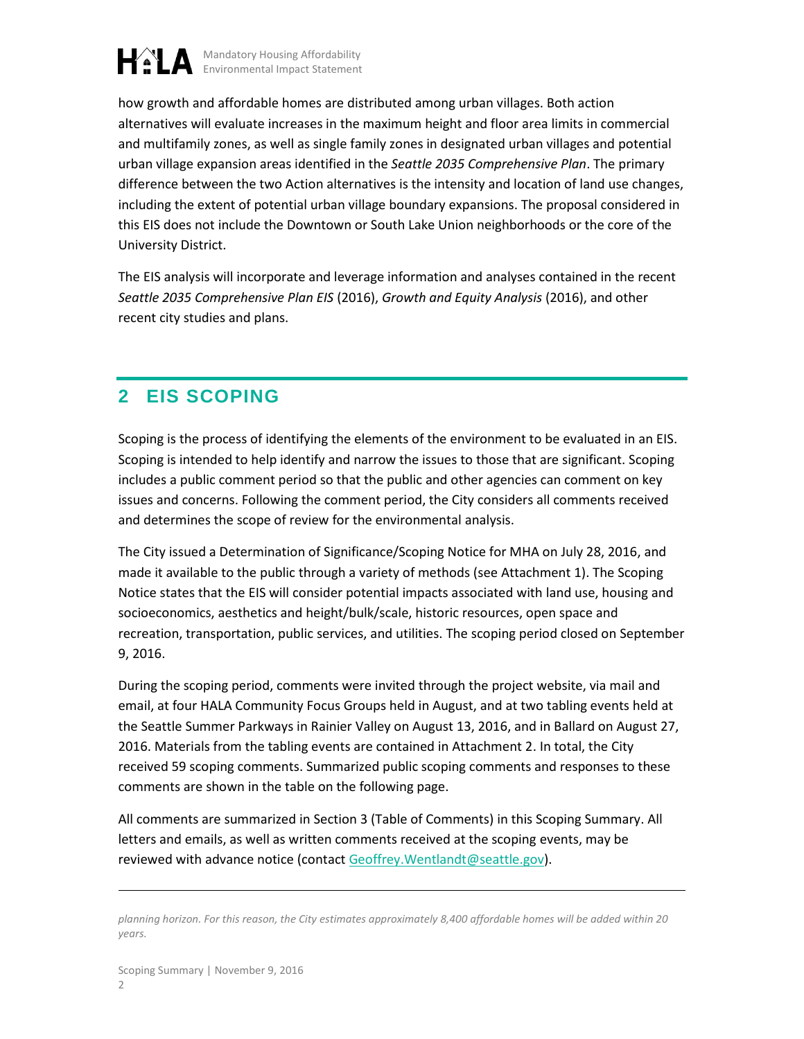how growth and affordable homes are distributed among urban villages. Both action alternatives will evaluate increases in the maximum height and floor area limits in commercial and multifamily zones, as well as single family zones in designated urban villages and potential urban village expansion areas identified in the *Seattle 2035 Comprehensive Plan*. The primary difference between the two Action alternatives is the intensity and location of land use changes, including the extent of potential urban village boundary expansions. The proposal considered in this EIS does not include the Downtown or South Lake Union neighborhoods or the core of the University District.

The EIS analysis will incorporate and leverage information and analyses contained in the recent *Seattle 2035 Comprehensive Plan EIS* (2016), *Growth and Equity Analysis* (2016), and other recent city studies and plans.

## 2 EIS SCOPING

Scoping is the process of identifying the elements of the environment to be evaluated in an EIS. Scoping is intended to help identify and narrow the issues to those that are significant. Scoping includes a public comment period so that the public and other agencies can comment on key issues and concerns. Following the comment period, the City considers all comments received and determines the scope of review for the environmental analysis.

The City issued a Determination of Significance/Scoping Notice for MHA on July 28, 2016, and made it available to the public through a variety of methods (see Attachment 1). The Scoping Notice states that the EIS will consider potential impacts associated with land use, housing and socioeconomics, aesthetics and height/bulk/scale, historic resources, open space and recreation, transportation, public services, and utilities. The scoping period closed on September 9, 2016.

During the scoping period, comments were invited through the project website, via mail and email, at four HALA Community Focus Groups held in August, and at two tabling events held at the Seattle Summer Parkways in Rainier Valley on August 13, 2016, and in Ballard on August 27, 2016. Materials from the tabling events are contained in Attachment 2. In total, the City received 59 scoping comments. Summarized public scoping comments and responses to these comments are shown in the table on the following page.

All comments are summarized in Section 3 (Table of Comments) in this Scoping Summary. All letters and emails, as well as written comments received at the scoping events, may be reviewed with advance notice (contact Geoffrey.Wentlandt@seattle.gov).

---

*planning horizon. For this reason, the City estimates approximately 8,400 affordable homes will be added within 20 years.*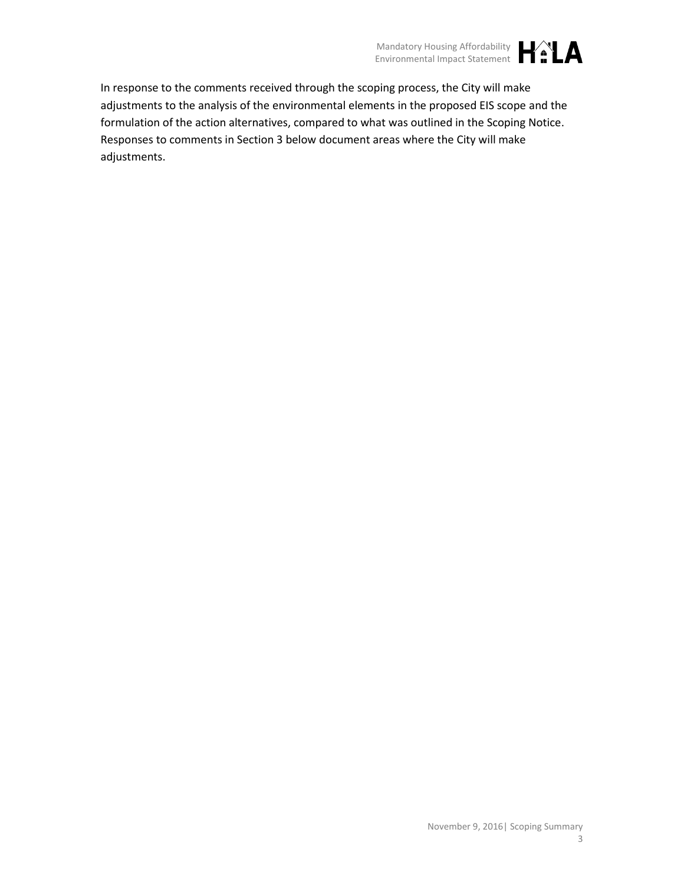In response to the comments received through the scoping process, the City will make adjustments to the analysis of the environmental elements in the proposed EIS scope and the formulation of the action alternatives, compared to what was outlined in the Scoping Notice. Responses to comments in Section 3 below document areas where the City will make adjustments.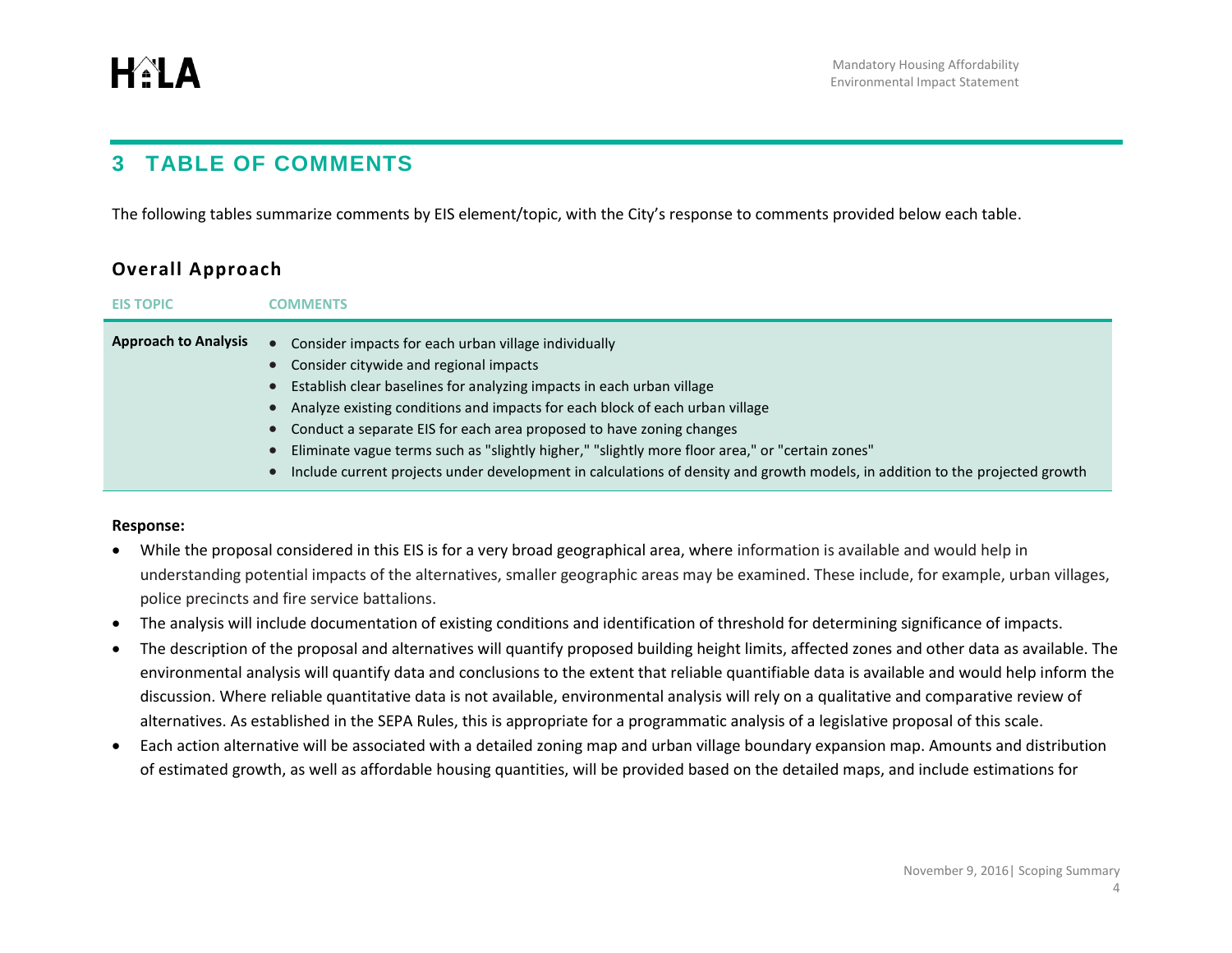# 3 TABLE OF COMMENTS

The following tables summarize comments by EIS element/topic, with the City's response to comments provided below each table.

## Overall Approach

| EIS TOPIC | COMMENTS |
| --- | --- |
| **Approach to Analysis** | • Consider impacts for each urban village individually<br>• Consider citywide and regional impacts<br>• Establish clear baselines for analyzing impacts in each urban village<br>• Analyze existing conditions and impacts for each block of each urban village<br>• Conduct a separate EIS for each area proposed to have zoning changes<br>• Eliminate vague terms such as "slightly higher," "slightly more floor area," or "certain zones"<br>• Include current projects under development in calculations of density and growth models, in addition to the projected growth |

**Response:**

- While the proposal considered in this EIS is for a very broad geographical area, where information is available and would help in understanding potential impacts of the alternatives, smaller geographic areas may be examined. These include, for example, urban villages, police precincts and fire service battalions.
- The analysis will include documentation of existing conditions and identification of threshold for determining significance of impacts.
- The description of the proposal and alternatives will quantify proposed building height limits, affected zones and other data as available. The environmental analysis will quantify data and conclusions to the extent that reliable quantifiable data is available and would help inform the discussion. Where reliable quantitative data is not available, environmental analysis will rely on a qualitative and comparative review of alternatives. As established in the SEPA Rules, this is appropriate for a programmatic analysis of a legislative proposal of this scale.
- Each action alternative will be associated with a detailed zoning map and urban village boundary expansion map. Amounts and distribution of estimated growth, as well as affordable housing quantities, will be provided based on the detailed maps, and include estimations for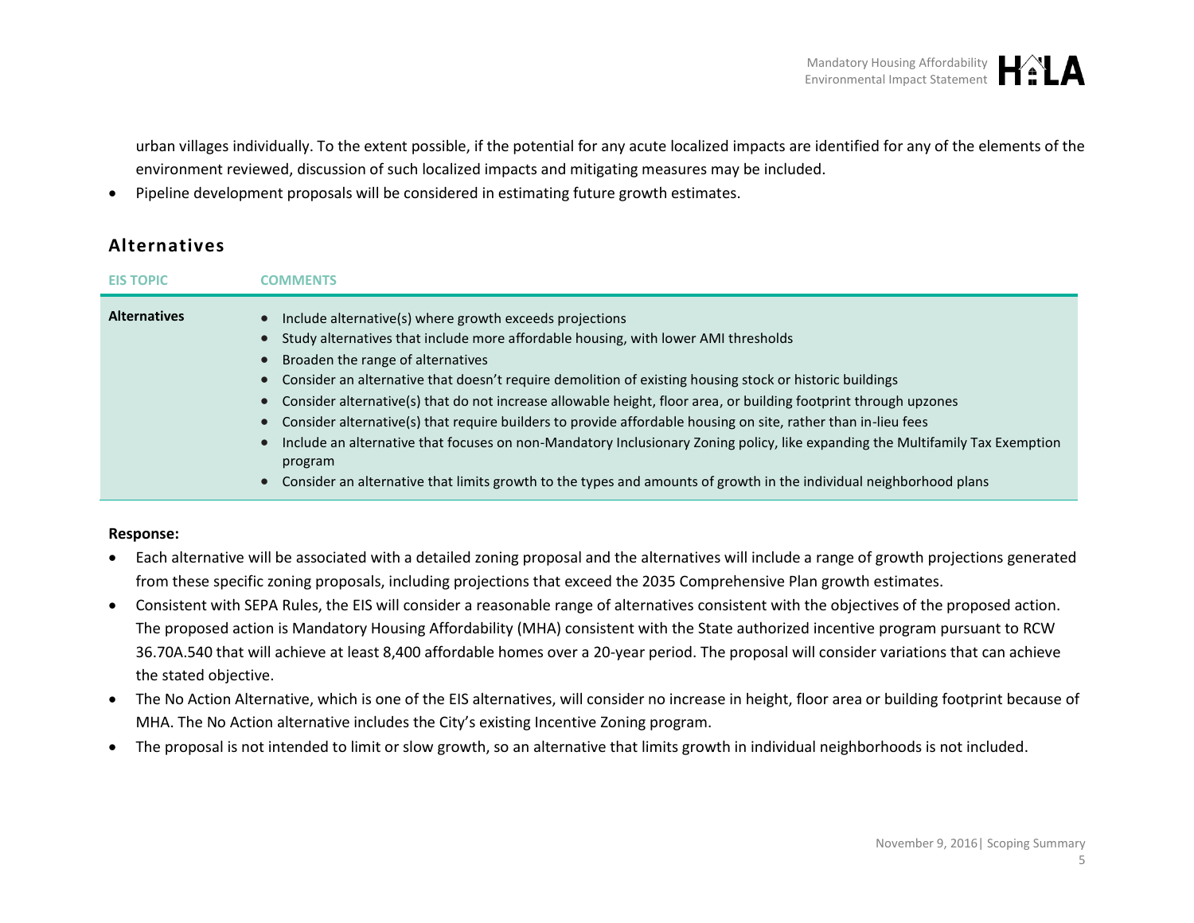urban villages individually. To the extent possible, if the potential for any acute localized impacts are identified for any of the elements of the environment reviewed, discussion of such localized impacts and mitigating measures may be included.

- Pipeline development proposals will be considered in estimating future growth estimates.

## Alternatives

| EIS TOPIC | COMMENTS |
|---|---|
| **Alternatives** | • Include alternative(s) where growth exceeds projections<br>• Study alternatives that include more affordable housing, with lower AMI thresholds<br>• Broaden the range of alternatives<br>• Consider an alternative that doesn't require demolition of existing housing stock or historic buildings<br>• Consider alternative(s) that do not increase allowable height, floor area, or building footprint through upzones<br>• Consider alternative(s) that require builders to provide affordable housing on site, rather than in-lieu fees<br>• Include an alternative that focuses on non-Mandatory Inclusionary Zoning policy, like expanding the Multifamily Tax Exemption program<br>• Consider an alternative that limits growth to the types and amounts of growth in the individual neighborhood plans |

**Response:**

- Each alternative will be associated with a detailed zoning proposal and the alternatives will include a range of growth projections generated from these specific zoning proposals, including projections that exceed the 2035 Comprehensive Plan growth estimates.
- Consistent with SEPA Rules, the EIS will consider a reasonable range of alternatives consistent with the objectives of the proposed action. The proposed action is Mandatory Housing Affordability (MHA) consistent with the State authorized incentive program pursuant to RCW 36.70A.540 that will achieve at least 8,400 affordable homes over a 20-year period. The proposal will consider variations that can achieve the stated objective.
- The No Action Alternative, which is one of the EIS alternatives, will consider no increase in height, floor area or building footprint because of MHA. The No Action alternative includes the City's existing Incentive Zoning program.
- The proposal is not intended to limit or slow growth, so an alternative that limits growth in individual neighborhoods is not included.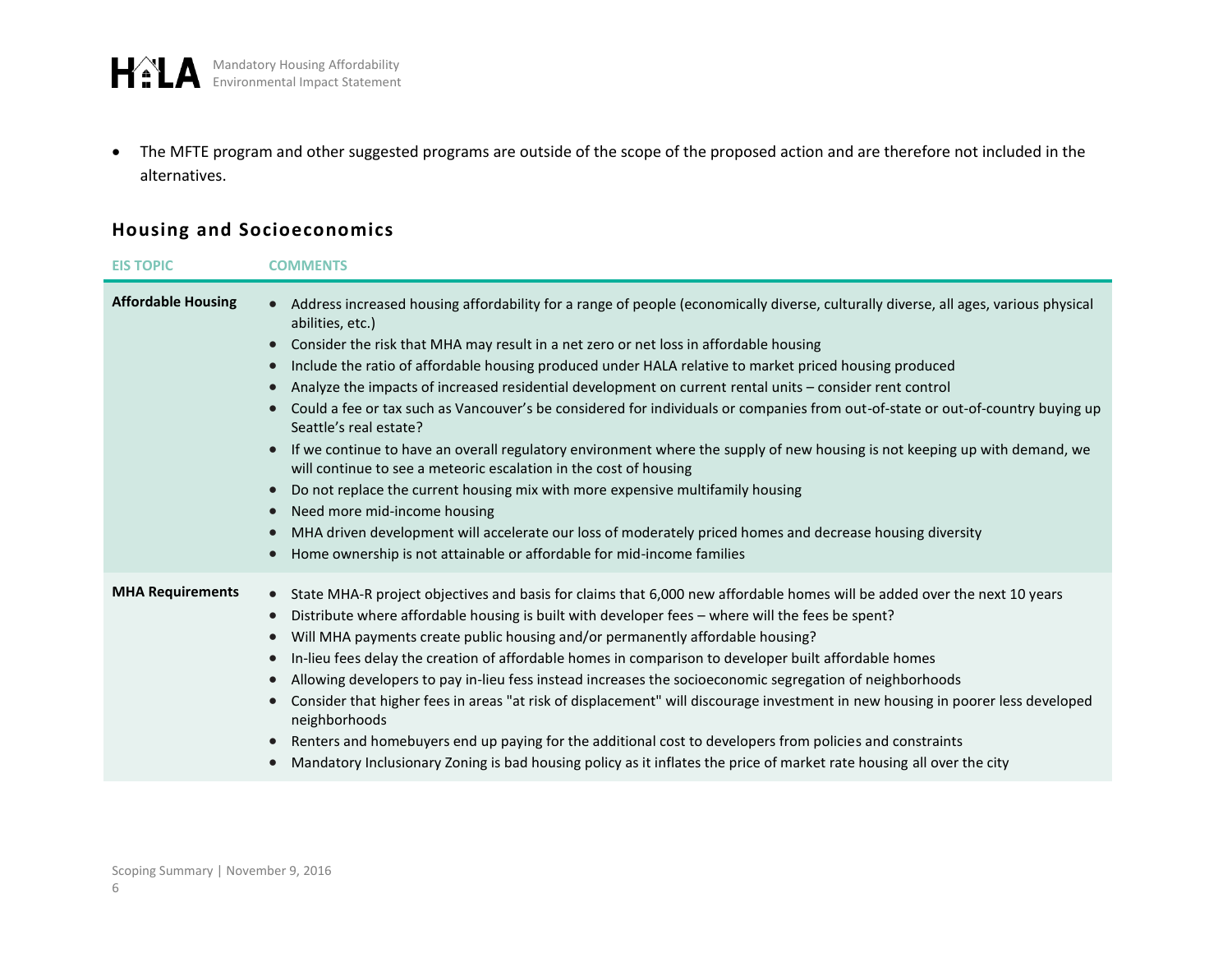- The MFTE program and other suggested programs are outside of the scope of the proposed action and are therefore not included in the alternatives.

## Housing and Socioeconomics

| EIS TOPIC | COMMENTS |
|---|---|
| **Affordable Housing** | • Address increased housing affordability for a range of people (economically diverse, culturally diverse, all ages, various physical abilities, etc.)<br>• Consider the risk that MHA may result in a net zero or net loss in affordable housing<br>• Include the ratio of affordable housing produced under HALA relative to market priced housing produced<br>• Analyze the impacts of increased residential development on current rental units – consider rent control<br>• Could a fee or tax such as Vancouver's be considered for individuals or companies from out-of-state or out-of-country buying up Seattle's real estate?<br>• If we continue to have an overall regulatory environment where the supply of new housing is not keeping up with demand, we will continue to see a meteoric escalation in the cost of housing<br>• Do not replace the current housing mix with more expensive multifamily housing<br>• Need more mid-income housing<br>• MHA driven development will accelerate our loss of moderately priced homes and decrease housing diversity<br>• Home ownership is not attainable or affordable for mid-income families |
| **MHA Requirements** | • State MHA-R project objectives and basis for claims that 6,000 new affordable homes will be added over the next 10 years<br>• Distribute where affordable housing is built with developer fees – where will the fees be spent?<br>• Will MHA payments create public housing and/or permanently affordable housing?<br>• In-lieu fees delay the creation of affordable homes in comparison to developer built affordable homes<br>• Allowing developers to pay in-lieu fess instead increases the socioeconomic segregation of neighborhoods<br>• Consider that higher fees in areas "at risk of displacement" will discourage investment in new housing in poorer less developed neighborhoods<br>• Renters and homebuyers end up paying for the additional cost to developers from policies and constraints<br>• Mandatory Inclusionary Zoning is bad housing policy as it inflates the price of market rate housing all over the city |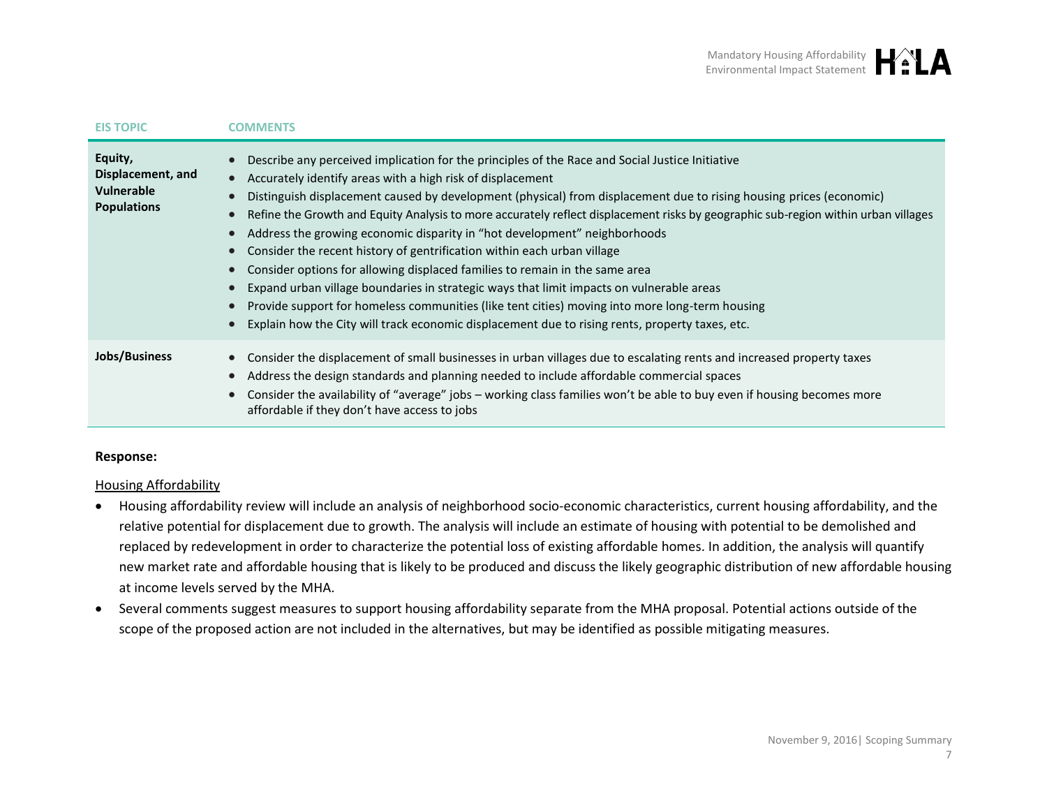| EIS TOPIC | COMMENTS |
|---|---|
| **Equity, Displacement, and Vulnerable Populations** | • Describe any perceived implication for the principles of the Race and Social Justice Initiative<br>• Accurately identify areas with a high risk of displacement<br>• Distinguish displacement caused by development (physical) from displacement due to rising housing prices (economic)<br>• Refine the Growth and Equity Analysis to more accurately reflect displacement risks by geographic sub-region within urban villages<br>• Address the growing economic disparity in "hot development" neighborhoods<br>• Consider the recent history of gentrification within each urban village<br>• Consider options for allowing displaced families to remain in the same area<br>• Expand urban village boundaries in strategic ways that limit impacts on vulnerable areas<br>• Provide support for homeless communities (like tent cities) moving into more long-term housing<br>• Explain how the City will track economic displacement due to rising rents, property taxes, etc. |
| **Jobs/Business** | • Consider the displacement of small businesses in urban villages due to escalating rents and increased property taxes<br>• Address the design standards and planning needed to include affordable commercial spaces<br>• Consider the availability of "average" jobs – working class families won't be able to buy even if housing becomes more affordable if they don't have access to jobs |

**Response:**

<u>Housing Affordability</u>

- Housing affordability review will include an analysis of neighborhood socio-economic characteristics, current housing affordability, and the relative potential for displacement due to growth. The analysis will include an estimate of housing with potential to be demolished and replaced by redevelopment in order to characterize the potential loss of existing affordable homes. In addition, the analysis will quantify new market rate and affordable housing that is likely to be produced and discuss the likely geographic distribution of new affordable housing at income levels served by the MHA.
- Several comments suggest measures to support housing affordability separate from the MHA proposal. Potential actions outside of the scope of the proposed action are not included in the alternatives, but may be identified as possible mitigating measures.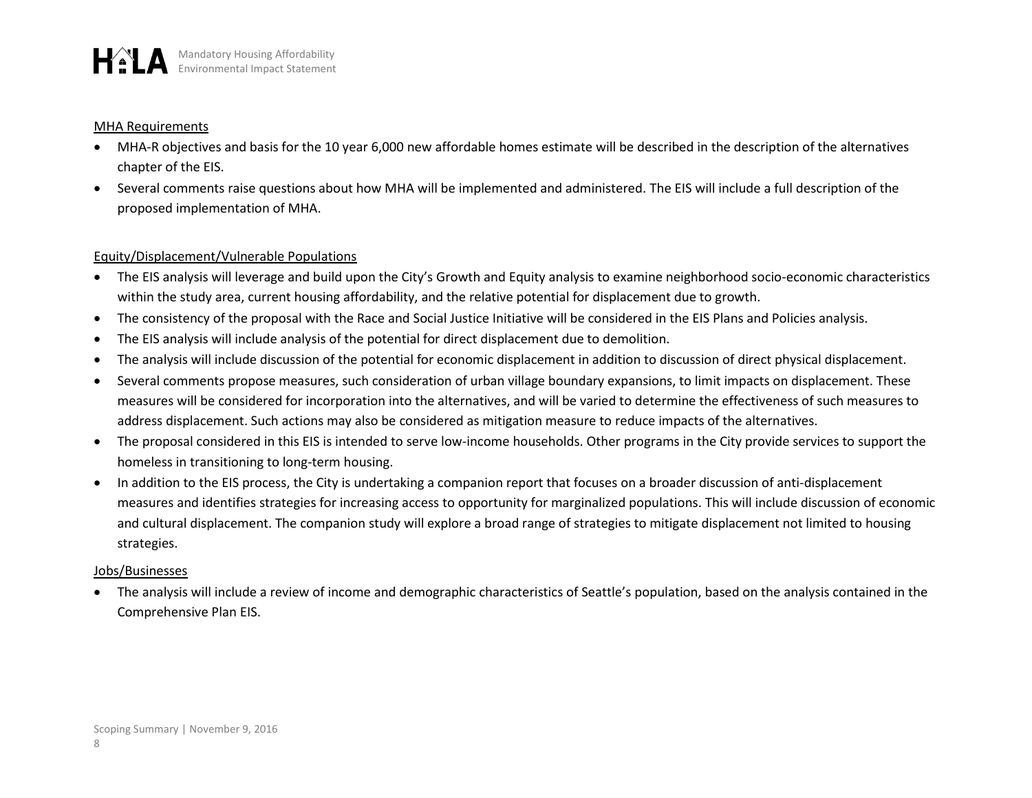<u>MHA Requirements</u>

- MHA-R objectives and basis for the 10 year 6,000 new affordable homes estimate will be described in the description of the alternatives chapter of the EIS.
- Several comments raise questions about how MHA will be implemented and administered. The EIS will include a full description of the proposed implementation of MHA.

<u>Equity/Displacement/Vulnerable Populations</u>

- The EIS analysis will leverage and build upon the City's Growth and Equity analysis to examine neighborhood socio-economic characteristics within the study area, current housing affordability, and the relative potential for displacement due to growth.
- The consistency of the proposal with the Race and Social Justice Initiative will be considered in the EIS Plans and Policies analysis.
- The EIS analysis will include analysis of the potential for direct displacement due to demolition.
- The analysis will include discussion of the potential for economic displacement in addition to discussion of direct physical displacement.
- Several comments propose measures, such consideration of urban village boundary expansions, to limit impacts on displacement. These measures will be considered for incorporation into the alternatives, and will be varied to determine the effectiveness of such measures to address displacement. Such actions may also be considered as mitigation measure to reduce impacts of the alternatives.
- The proposal considered in this EIS is intended to serve low-income households. Other programs in the City provide services to support the homeless in transitioning to long-term housing.
- In addition to the EIS process, the City is undertaking a companion report that focuses on a broader discussion of anti-displacement measures and identifies strategies for increasing access to opportunity for marginalized populations. This will include discussion of economic and cultural displacement. The companion study will explore a broad range of strategies to mitigate displacement not limited to housing strategies.

<u>Jobs/Businesses</u>

- The analysis will include a review of income and demographic characteristics of Seattle's population, based on the analysis contained in the Comprehensive Plan EIS.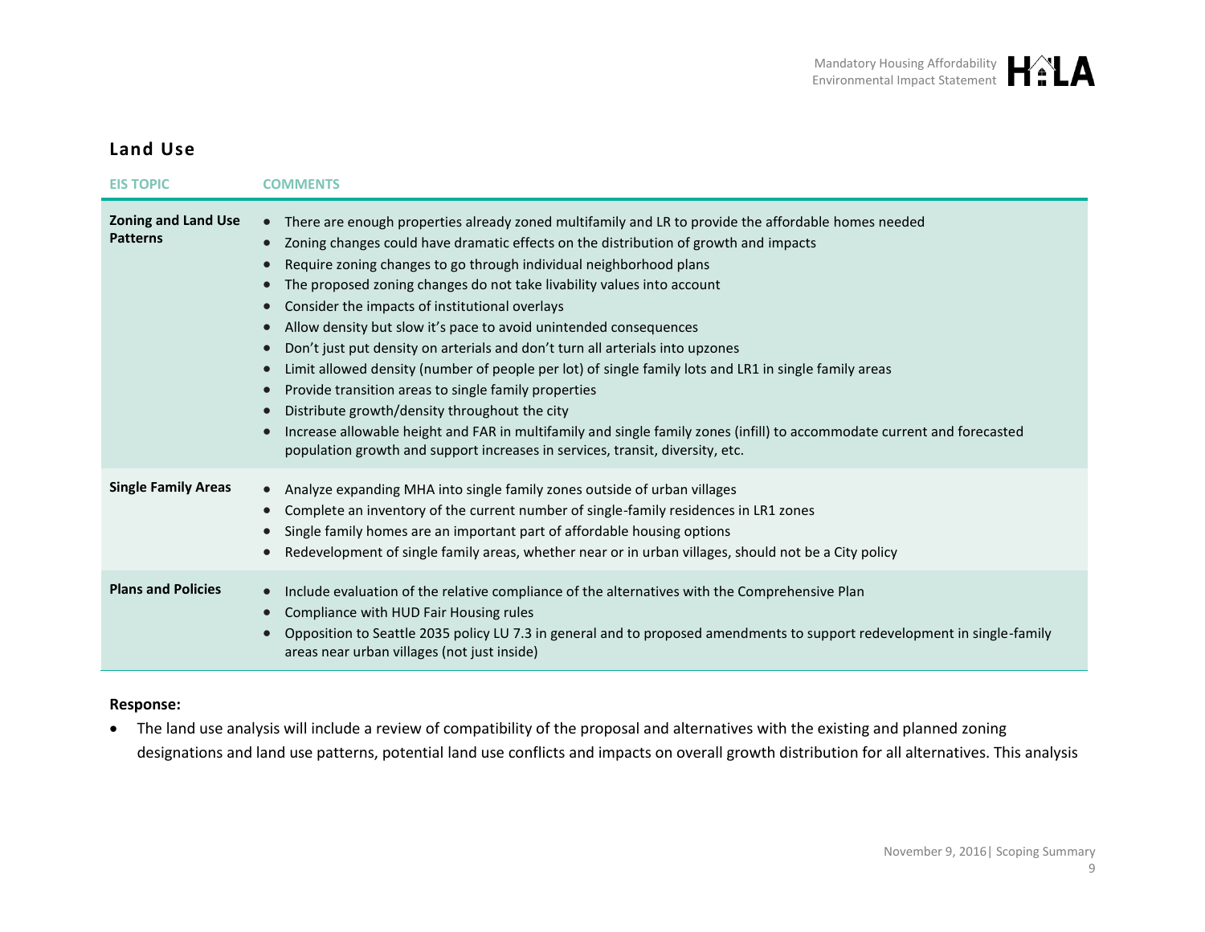## Land Use

| EIS TOPIC | COMMENTS |
|---|---|
| **Zoning and Land Use Patterns** | • There are enough properties already zoned multifamily and LR to provide the affordable homes needed<br>• Zoning changes could have dramatic effects on the distribution of growth and impacts<br>• Require zoning changes to go through individual neighborhood plans<br>• The proposed zoning changes do not take livability values into account<br>• Consider the impacts of institutional overlays<br>• Allow density but slow it's pace to avoid unintended consequences<br>• Don't just put density on arterials and don't turn all arterials into upzones<br>• Limit allowed density (number of people per lot) of single family lots and LR1 in single family areas<br>• Provide transition areas to single family properties<br>• Distribute growth/density throughout the city<br>• Increase allowable height and FAR in multifamily and single family zones (infill) to accommodate current and forecasted population growth and support increases in services, transit, diversity, etc. |
| **Single Family Areas** | • Analyze expanding MHA into single family zones outside of urban villages<br>• Complete an inventory of the current number of single-family residences in LR1 zones<br>• Single family homes are an important part of affordable housing options<br>• Redevelopment of single family areas, whether near or in urban villages, should not be a City policy |
| **Plans and Policies** | • Include evaluation of the relative compliance of the alternatives with the Comprehensive Plan<br>• Compliance with HUD Fair Housing rules<br>• Opposition to Seattle 2035 policy LU 7.3 in general and to proposed amendments to support redevelopment in single-family areas near urban villages (not just inside) |

**Response:**

- The land use analysis will include a review of compatibility of the proposal and alternatives with the existing and planned zoning designations and land use patterns, potential land use conflicts and impacts on overall growth distribution for all alternatives. This analysis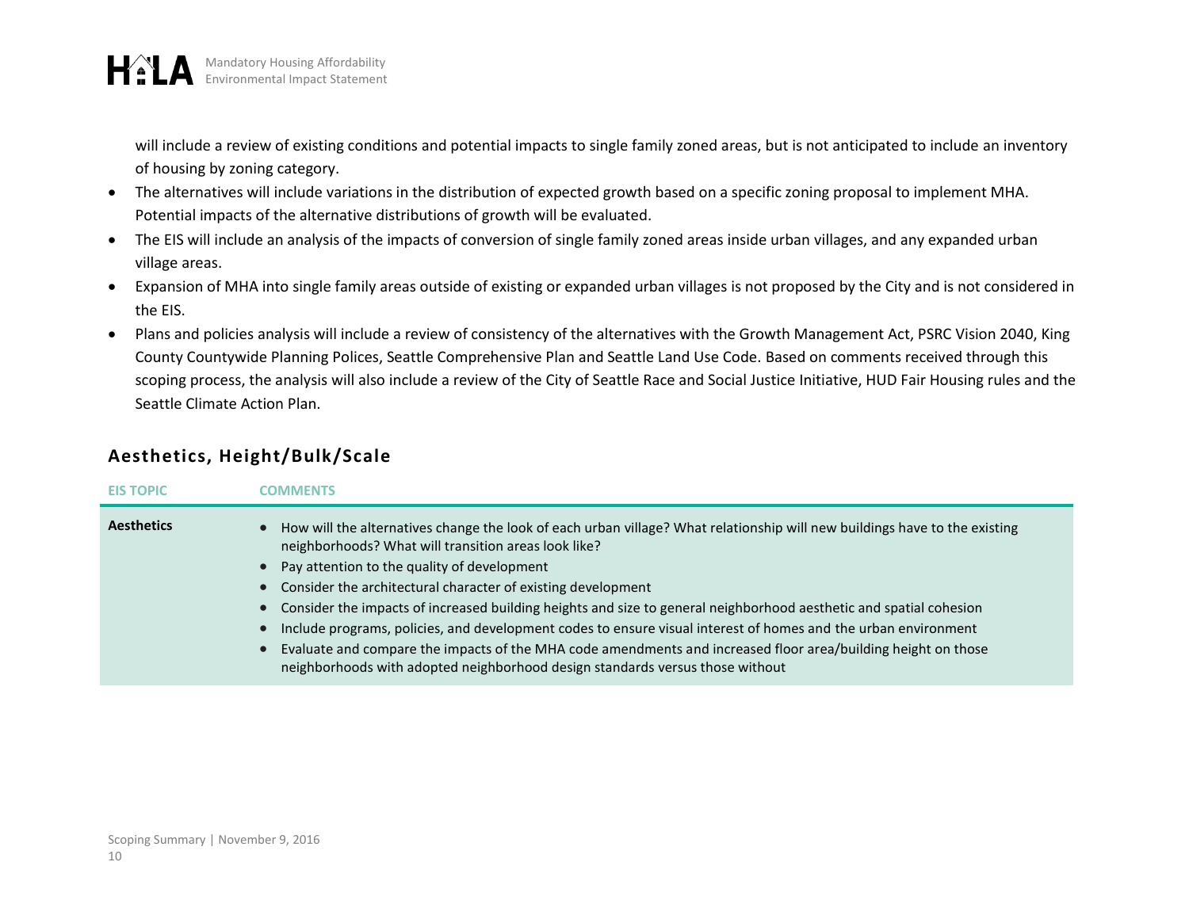will include a review of existing conditions and potential impacts to single family zoned areas, but is not anticipated to include an inventory of housing by zoning category.

- The alternatives will include variations in the distribution of expected growth based on a specific zoning proposal to implement MHA. Potential impacts of the alternative distributions of growth will be evaluated.
- The EIS will include an analysis of the impacts of conversion of single family zoned areas inside urban villages, and any expanded urban village areas.
- Expansion of MHA into single family areas outside of existing or expanded urban villages is not proposed by the City and is not considered in the EIS.
- Plans and policies analysis will include a review of consistency of the alternatives with the Growth Management Act, PSRC Vision 2040, King County Countywide Planning Polices, Seattle Comprehensive Plan and Seattle Land Use Code. Based on comments received through this scoping process, the analysis will also include a review of the City of Seattle Race and Social Justice Initiative, HUD Fair Housing rules and the Seattle Climate Action Plan.

## Aesthetics, Height/Bulk/Scale

| EIS TOPIC | COMMENTS |
| --- | --- |
| **Aesthetics** | • How will the alternatives change the look of each urban village? What relationship will new buildings have to the existing neighborhoods? What will transition areas look like?<br>• Pay attention to the quality of development<br>• Consider the architectural character of existing development<br>• Consider the impacts of increased building heights and size to general neighborhood aesthetic and spatial cohesion<br>• Include programs, policies, and development codes to ensure visual interest of homes and the urban environment<br>• Evaluate and compare the impacts of the MHA code amendments and increased floor area/building height on those neighborhoods with adopted neighborhood design standards versus those without |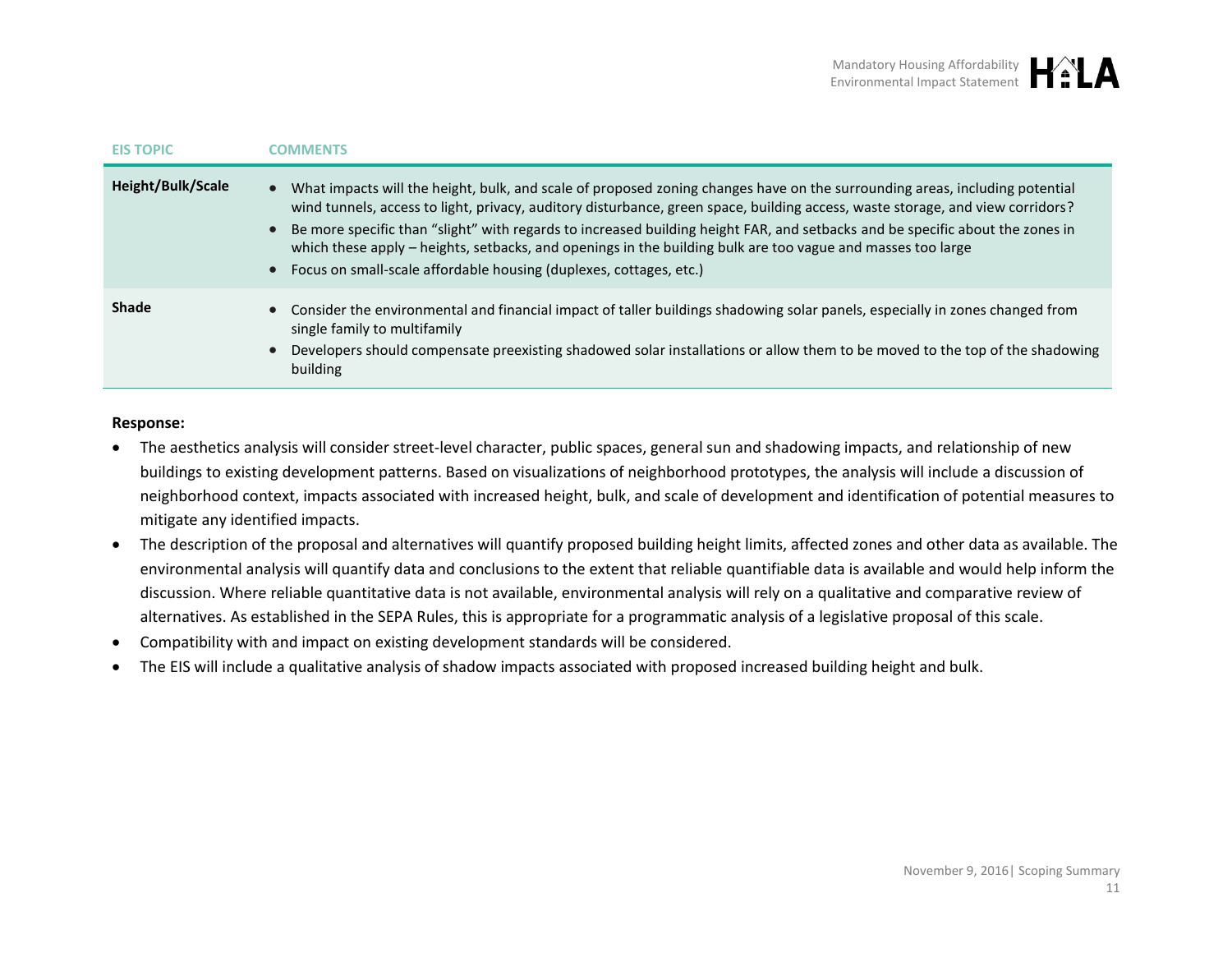| EIS TOPIC | COMMENTS |
|---|---|
| **Height/Bulk/Scale** | • What impacts will the height, bulk, and scale of proposed zoning changes have on the surrounding areas, including potential wind tunnels, access to light, privacy, auditory disturbance, green space, building access, waste storage, and view corridors?<br>• Be more specific than "slight" with regards to increased building height FAR, and setbacks and be specific about the zones in which these apply – heights, setbacks, and openings in the building bulk are too vague and masses too large<br>• Focus on small-scale affordable housing (duplexes, cottages, etc.) |
| **Shade** | • Consider the environmental and financial impact of taller buildings shadowing solar panels, especially in zones changed from single family to multifamily<br>• Developers should compensate preexisting shadowed solar installations or allow them to be moved to the top of the shadowing building |

**Response:**

- The aesthetics analysis will consider street-level character, public spaces, general sun and shadowing impacts, and relationship of new buildings to existing development patterns. Based on visualizations of neighborhood prototypes, the analysis will include a discussion of neighborhood context, impacts associated with increased height, bulk, and scale of development and identification of potential measures to mitigate any identified impacts.
- The description of the proposal and alternatives will quantify proposed building height limits, affected zones and other data as available. The environmental analysis will quantify data and conclusions to the extent that reliable quantifiable data is available and would help inform the discussion. Where reliable quantitative data is not available, environmental analysis will rely on a qualitative and comparative review of alternatives. As established in the SEPA Rules, this is appropriate for a programmatic analysis of a legislative proposal of this scale.
- Compatibility with and impact on existing development standards will be considered.
- The EIS will include a qualitative analysis of shadow impacts associated with proposed increased building height and bulk.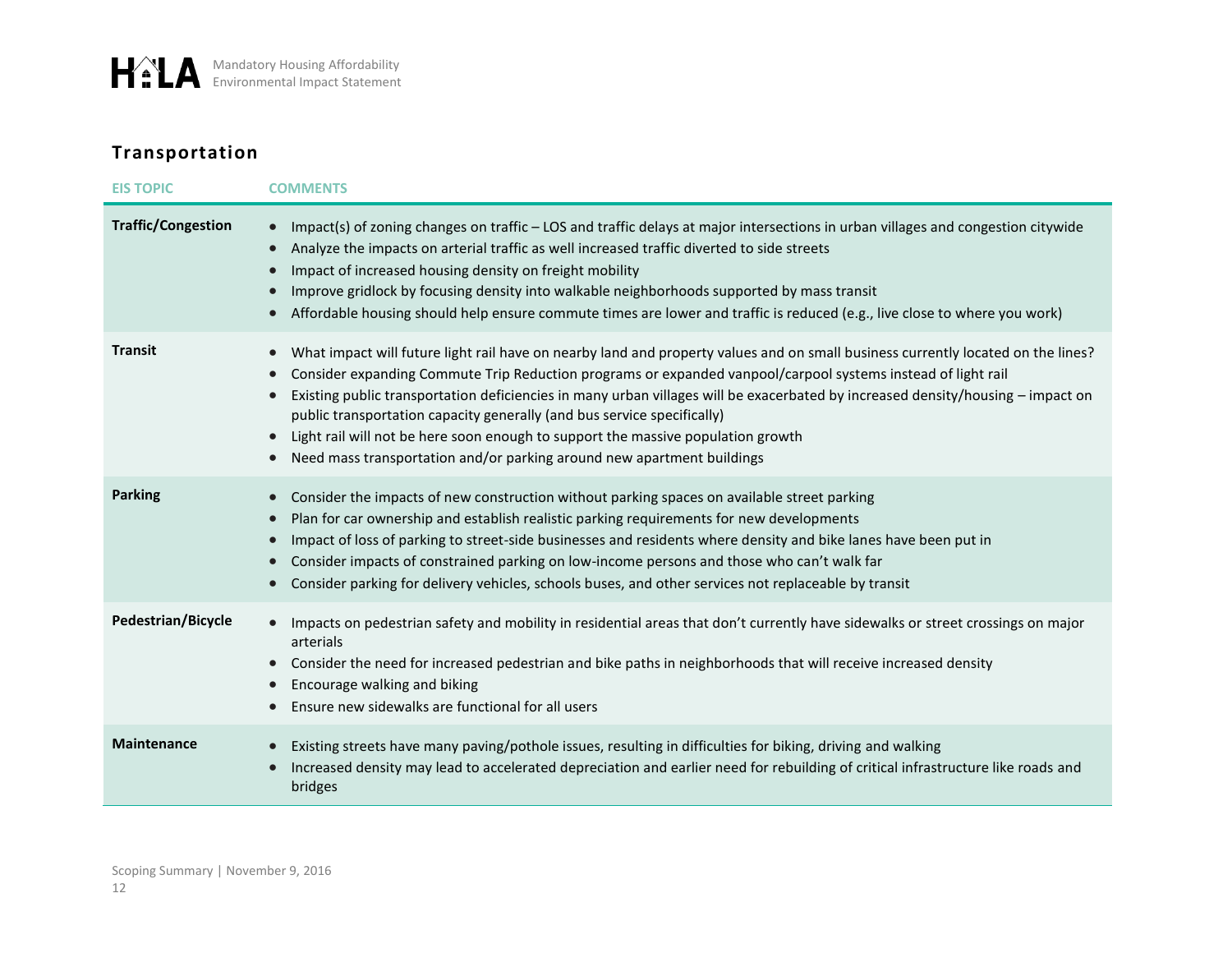## Transportation

| EIS TOPIC | COMMENTS |
|---|---|
| **Traffic/Congestion** | • Impact(s) of zoning changes on traffic – LOS and traffic delays at major intersections in urban villages and congestion citywide<br>• Analyze the impacts on arterial traffic as well increased traffic diverted to side streets<br>• Impact of increased housing density on freight mobility<br>• Improve gridlock by focusing density into walkable neighborhoods supported by mass transit<br>• Affordable housing should help ensure commute times are lower and traffic is reduced (e.g., live close to where you work) |
| **Transit** | • What impact will future light rail have on nearby land and property values and on small business currently located on the lines?<br>• Consider expanding Commute Trip Reduction programs or expanded vanpool/carpool systems instead of light rail<br>• Existing public transportation deficiencies in many urban villages will be exacerbated by increased density/housing – impact on public transportation capacity generally (and bus service specifically)<br>• Light rail will not be here soon enough to support the massive population growth<br>• Need mass transportation and/or parking around new apartment buildings |
| **Parking** | • Consider the impacts of new construction without parking spaces on available street parking<br>• Plan for car ownership and establish realistic parking requirements for new developments<br>• Impact of loss of parking to street-side businesses and residents where density and bike lanes have been put in<br>• Consider impacts of constrained parking on low-income persons and those who can't walk far<br>• Consider parking for delivery vehicles, schools buses, and other services not replaceable by transit |
| **Pedestrian/Bicycle** | • Impacts on pedestrian safety and mobility in residential areas that don't currently have sidewalks or street crossings on major arterials<br>• Consider the need for increased pedestrian and bike paths in neighborhoods that will receive increased density<br>• Encourage walking and biking<br>• Ensure new sidewalks are functional for all users |
| **Maintenance** | • Existing streets have many paving/pothole issues, resulting in difficulties for biking, driving and walking<br>• Increased density may lead to accelerated depreciation and earlier need for rebuilding of critical infrastructure like roads and bridges |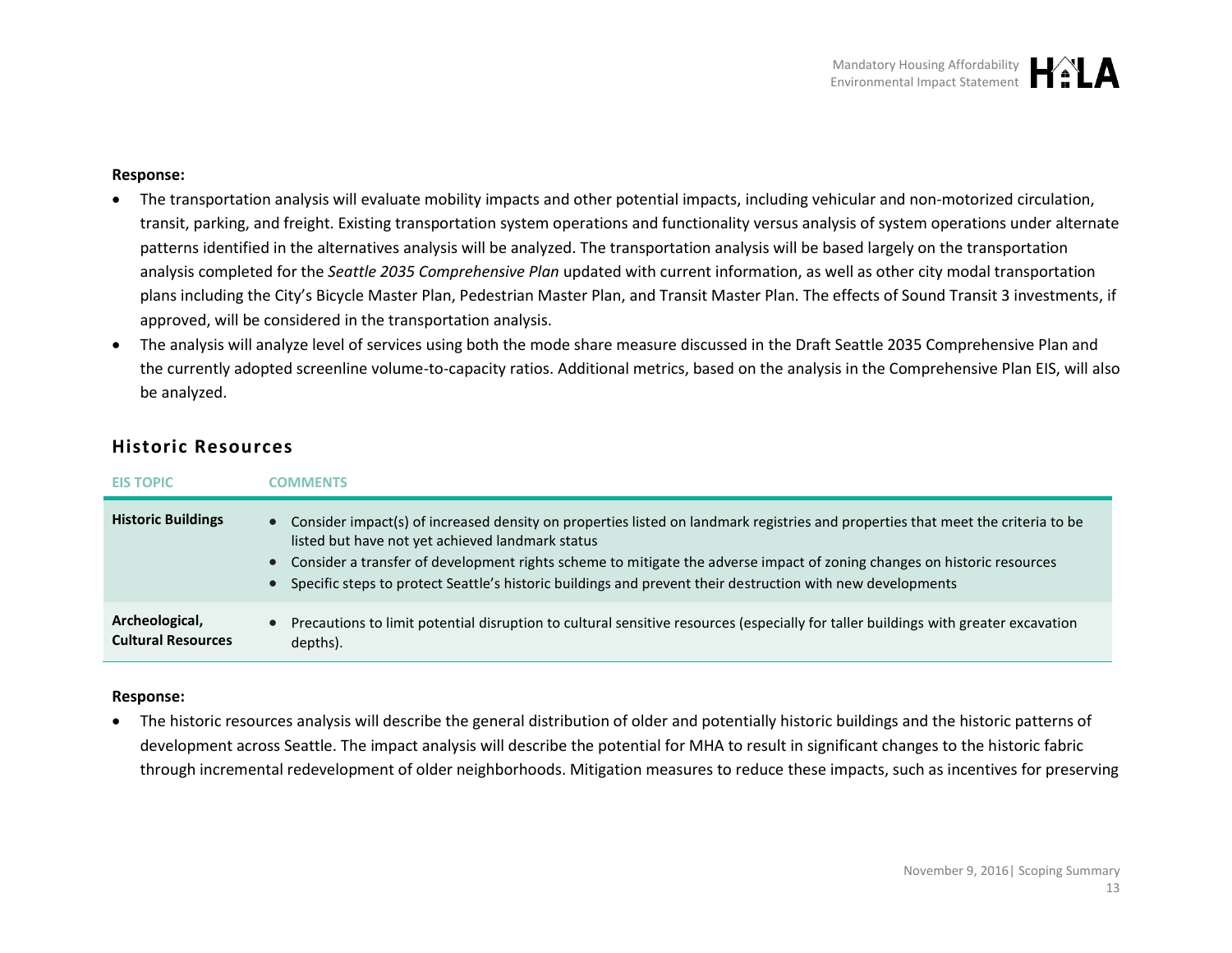**Response:**

- The transportation analysis will evaluate mobility impacts and other potential impacts, including vehicular and non-motorized circulation, transit, parking, and freight. Existing transportation system operations and functionality versus analysis of system operations under alternate patterns identified in the alternatives analysis will be analyzed. The transportation analysis will be based largely on the transportation analysis completed for the *Seattle 2035 Comprehensive Plan* updated with current information, as well as other city modal transportation plans including the City's Bicycle Master Plan, Pedestrian Master Plan, and Transit Master Plan. The effects of Sound Transit 3 investments, if approved, will be considered in the transportation analysis.
- The analysis will analyze level of services using both the mode share measure discussed in the Draft Seattle 2035 Comprehensive Plan and the currently adopted screenline volume-to-capacity ratios. Additional metrics, based on the analysis in the Comprehensive Plan EIS, will also be analyzed.

## Historic Resources

| EIS TOPIC | COMMENTS |
|---|---|
| **Historic Buildings** | • Consider impact(s) of increased density on properties listed on landmark registries and properties that meet the criteria to be listed but have not yet achieved landmark status<br>• Consider a transfer of development rights scheme to mitigate the adverse impact of zoning changes on historic resources<br>• Specific steps to protect Seattle's historic buildings and prevent their destruction with new developments |
| **Archeological, Cultural Resources** | • Precautions to limit potential disruption to cultural sensitive resources (especially for taller buildings with greater excavation depths). |

**Response:**

- The historic resources analysis will describe the general distribution of older and potentially historic buildings and the historic patterns of development across Seattle. The impact analysis will describe the potential for MHA to result in significant changes to the historic fabric through incremental redevelopment of older neighborhoods. Mitigation measures to reduce these impacts, such as incentives for preserving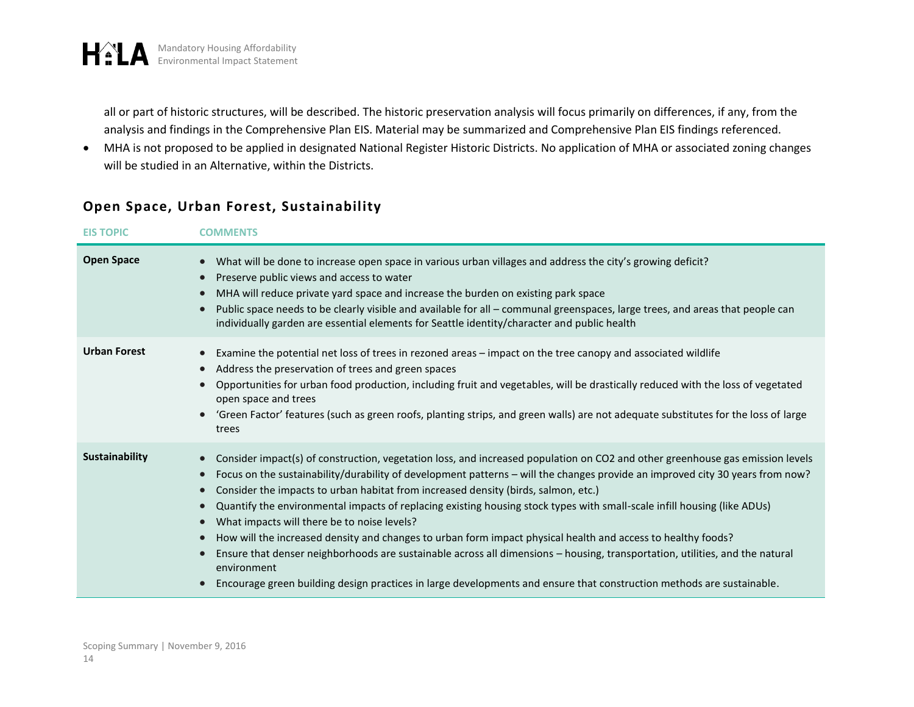all or part of historic structures, will be described. The historic preservation analysis will focus primarily on differences, if any, from the analysis and findings in the Comprehensive Plan EIS. Material may be summarized and Comprehensive Plan EIS findings referenced.

- MHA is not proposed to be applied in designated National Register Historic Districts. No application of MHA or associated zoning changes will be studied in an Alternative, within the Districts.

## Open Space, Urban Forest, Sustainability

| EIS TOPIC | COMMENTS |
|---|---|
| **Open Space** | • What will be done to increase open space in various urban villages and address the city's growing deficit?<br>• Preserve public views and access to water<br>• MHA will reduce private yard space and increase the burden on existing park space<br>• Public space needs to be clearly visible and available for all – communal greenspaces, large trees, and areas that people can individually garden are essential elements for Seattle identity/character and public health |
| **Urban Forest** | • Examine the potential net loss of trees in rezoned areas – impact on the tree canopy and associated wildlife<br>• Address the preservation of trees and green spaces<br>• Opportunities for urban food production, including fruit and vegetables, will be drastically reduced with the loss of vegetated open space and trees<br>• 'Green Factor' features (such as green roofs, planting strips, and green walls) are not adequate substitutes for the loss of large trees |
| **Sustainability** | • Consider impact(s) of construction, vegetation loss, and increased population on CO2 and other greenhouse gas emission levels<br>• Focus on the sustainability/durability of development patterns – will the changes provide an improved city 30 years from now?<br>• Consider the impacts to urban habitat from increased density (birds, salmon, etc.)<br>• Quantify the environmental impacts of replacing existing housing stock types with small-scale infill housing (like ADUs)<br>• What impacts will there be to noise levels?<br>• How will the increased density and changes to urban form impact physical health and access to healthy foods?<br>• Ensure that denser neighborhoods are sustainable across all dimensions – housing, transportation, utilities, and the natural environment<br>• Encourage green building design practices in large developments and ensure that construction methods are sustainable. |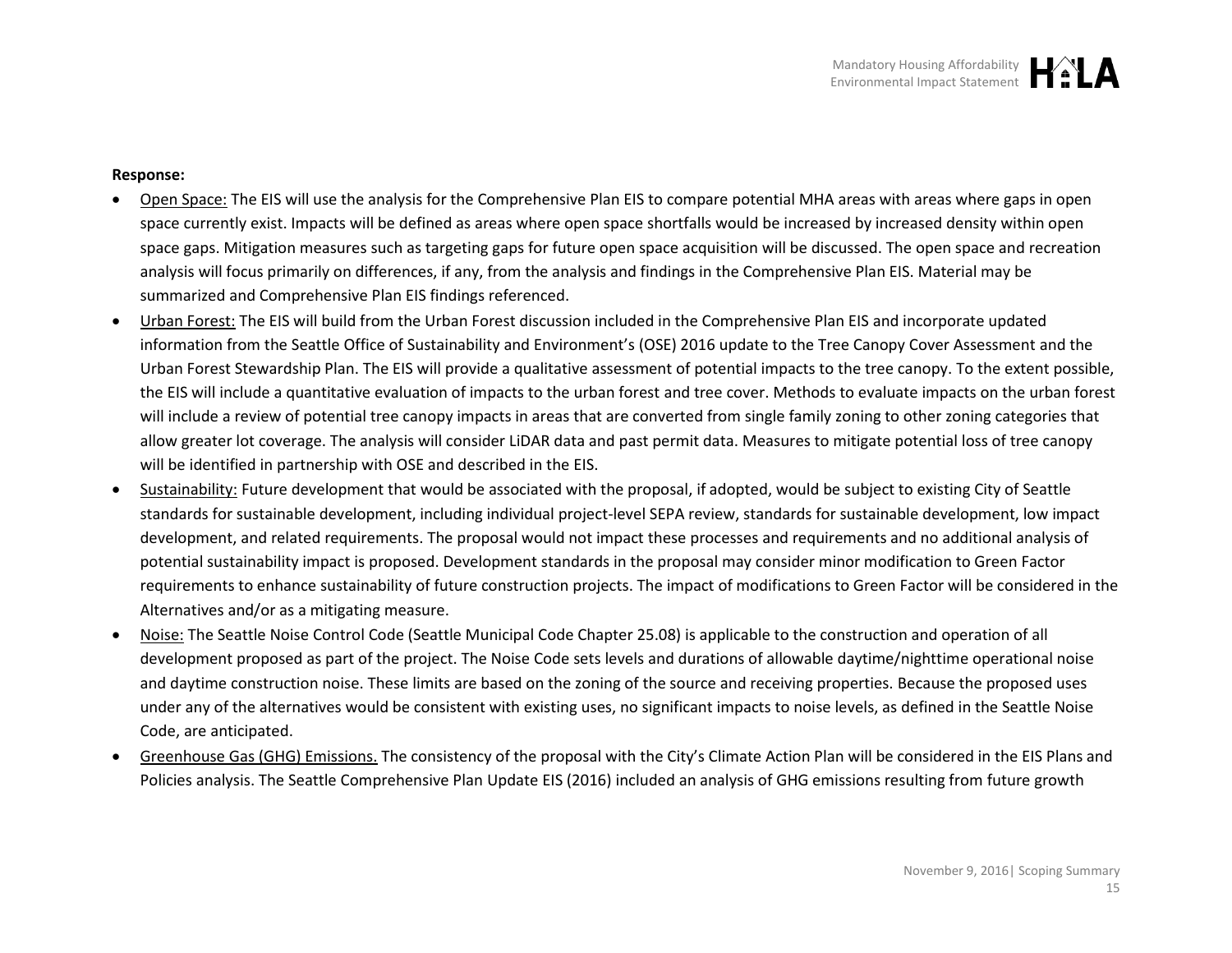**Response:**

- Open Space: The EIS will use the analysis for the Comprehensive Plan EIS to compare potential MHA areas with areas where gaps in open space currently exist. Impacts will be defined as areas where open space shortfalls would be increased by increased density within open space gaps. Mitigation measures such as targeting gaps for future open space acquisition will be discussed. The open space and recreation analysis will focus primarily on differences, if any, from the analysis and findings in the Comprehensive Plan EIS. Material may be summarized and Comprehensive Plan EIS findings referenced.
- Urban Forest: The EIS will build from the Urban Forest discussion included in the Comprehensive Plan EIS and incorporate updated information from the Seattle Office of Sustainability and Environment's (OSE) 2016 update to the Tree Canopy Cover Assessment and the Urban Forest Stewardship Plan. The EIS will provide a qualitative assessment of potential impacts to the tree canopy. To the extent possible, the EIS will include a quantitative evaluation of impacts to the urban forest and tree cover. Methods to evaluate impacts on the urban forest will include a review of potential tree canopy impacts in areas that are converted from single family zoning to other zoning categories that allow greater lot coverage. The analysis will consider LiDAR data and past permit data. Measures to mitigate potential loss of tree canopy will be identified in partnership with OSE and described in the EIS.
- Sustainability: Future development that would be associated with the proposal, if adopted, would be subject to existing City of Seattle standards for sustainable development, including individual project-level SEPA review, standards for sustainable development, low impact development, and related requirements. The proposal would not impact these processes and requirements and no additional analysis of potential sustainability impact is proposed. Development standards in the proposal may consider minor modification to Green Factor requirements to enhance sustainability of future construction projects. The impact of modifications to Green Factor will be considered in the Alternatives and/or as a mitigating measure.
- Noise: The Seattle Noise Control Code (Seattle Municipal Code Chapter 25.08) is applicable to the construction and operation of all development proposed as part of the project. The Noise Code sets levels and durations of allowable daytime/nighttime operational noise and daytime construction noise. These limits are based on the zoning of the source and receiving properties. Because the proposed uses under any of the alternatives would be consistent with existing uses, no significant impacts to noise levels, as defined in the Seattle Noise Code, are anticipated.
- Greenhouse Gas (GHG) Emissions. The consistency of the proposal with the City's Climate Action Plan will be considered in the EIS Plans and Policies analysis. The Seattle Comprehensive Plan Update EIS (2016) included an analysis of GHG emissions resulting from future growth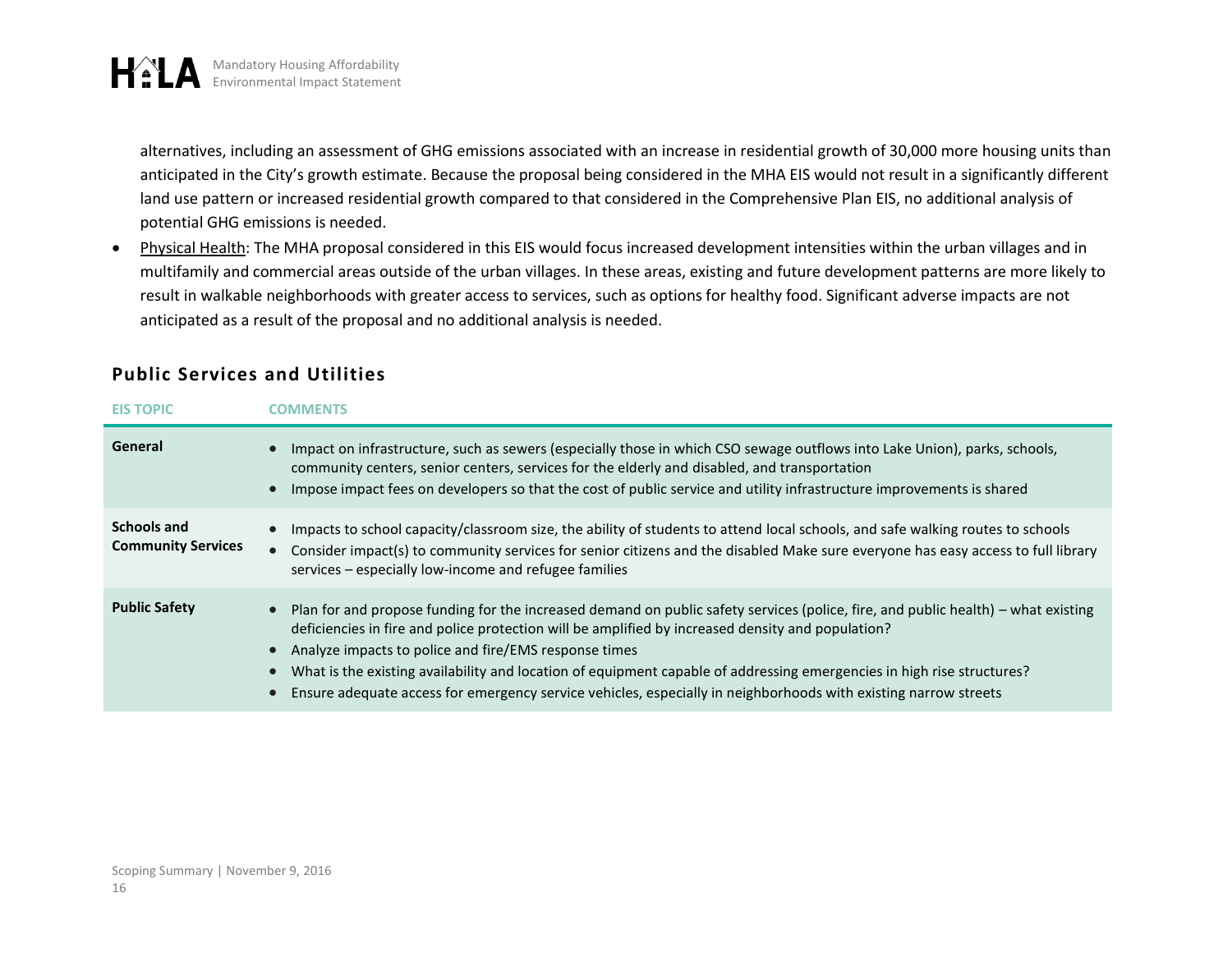alternatives, including an assessment of GHG emissions associated with an increase in residential growth of 30,000 more housing units than anticipated in the City's growth estimate. Because the proposal being considered in the MHA EIS would not result in a significantly different land use pattern or increased residential growth compared to that considered in the Comprehensive Plan EIS, no additional analysis of potential GHG emissions is needed.

- Physical Health: The MHA proposal considered in this EIS would focus increased development intensities within the urban villages and in multifamily and commercial areas outside of the urban villages. In these areas, existing and future development patterns are more likely to result in walkable neighborhoods with greater access to services, such as options for healthy food. Significant adverse impacts are not anticipated as a result of the proposal and no additional analysis is needed.

## Public Services and Utilities

| EIS TOPIC | COMMENTS |
| --- | --- |
| **General** | • Impact on infrastructure, such as sewers (especially those in which CSO sewage outflows into Lake Union), parks, schools, community centers, senior centers, services for the elderly and disabled, and transportation<br>• Impose impact fees on developers so that the cost of public service and utility infrastructure improvements is shared |
| **Schools and Community Services** | • Impacts to school capacity/classroom size, the ability of students to attend local schools, and safe walking routes to schools<br>• Consider impact(s) to community services for senior citizens and the disabled Make sure everyone has easy access to full library services – especially low-income and refugee families |
| **Public Safety** | • Plan for and propose funding for the increased demand on public safety services (police, fire, and public health) – what existing deficiencies in fire and police protection will be amplified by increased density and population?<br>• Analyze impacts to police and fire/EMS response times<br>• What is the existing availability and location of equipment capable of addressing emergencies in high rise structures?<br>• Ensure adequate access for emergency service vehicles, especially in neighborhoods with existing narrow streets |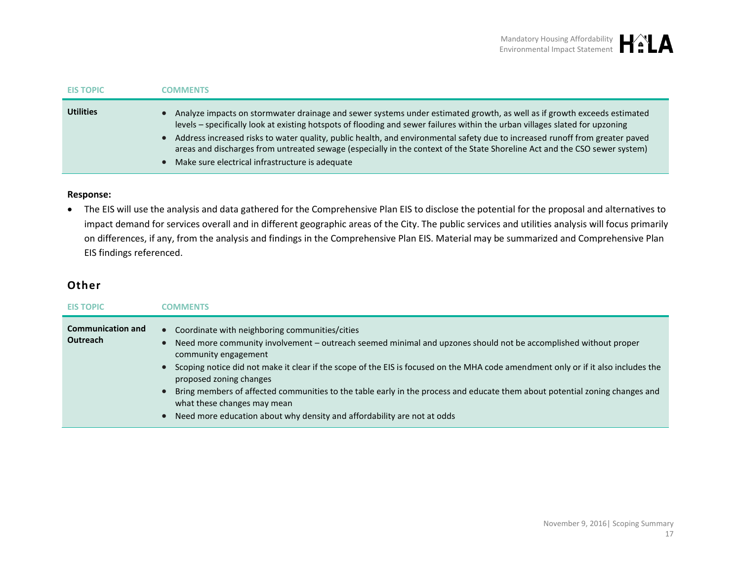| EIS TOPIC | COMMENTS |
|---|---|
| **Utilities** | • Analyze impacts on stormwater drainage and sewer systems under estimated growth, as well as if growth exceeds estimated levels – specifically look at existing hotspots of flooding and sewer failures within the urban villages slated for upzoning<br>• Address increased risks to water quality, public health, and environmental safety due to increased runoff from greater paved areas and discharges from untreated sewage (especially in the context of the State Shoreline Act and the CSO sewer system)<br>• Make sure electrical infrastructure is adequate |

**Response:**

- The EIS will use the analysis and data gathered for the Comprehensive Plan EIS to disclose the potential for the proposal and alternatives to impact demand for services overall and in different geographic areas of the City. The public services and utilities analysis will focus primarily on differences, if any, from the analysis and findings in the Comprehensive Plan EIS. Material may be summarized and Comprehensive Plan EIS findings referenced.

## Other

| EIS TOPIC | COMMENTS |
|---|---|
| **Communication and Outreach** | • Coordinate with neighboring communities/cities<br>• Need more community involvement – outreach seemed minimal and upzones should not be accomplished without proper community engagement<br>• Scoping notice did not make it clear if the scope of the EIS is focused on the MHA code amendment only or if it also includes the proposed zoning changes<br>• Bring members of affected communities to the table early in the process and educate them about potential zoning changes and what these changes may mean<br>• Need more education about why density and affordability are not at odds |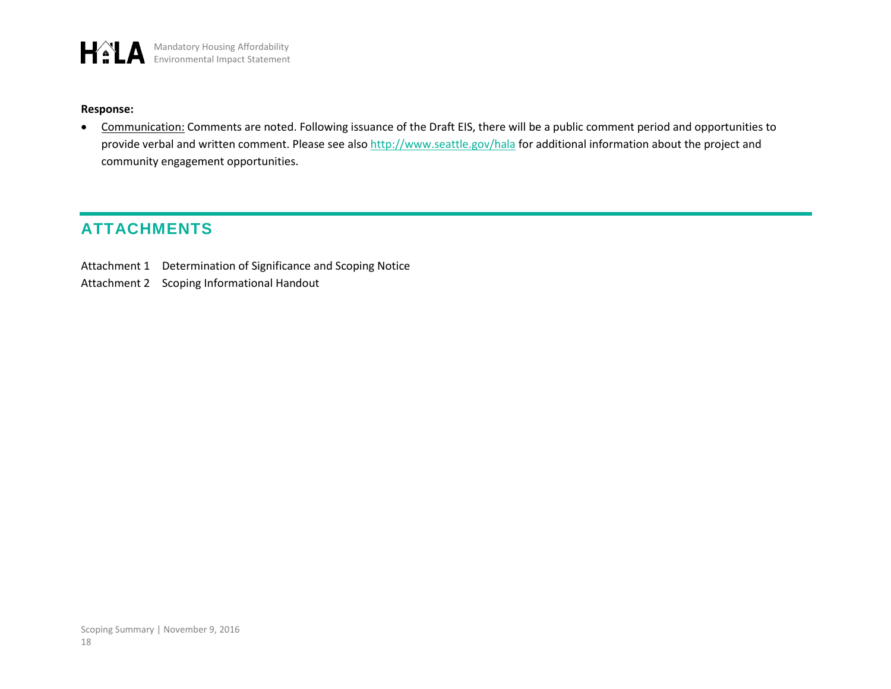**Response:**

- Communication: Comments are noted. Following issuance of the Draft EIS, there will be a public comment period and opportunities to provide verbal and written comment. Please see also [http://www.seattle.gov/hala](http://www.seattle.gov/hala) for additional information about the project and community engagement opportunities.

## ATTACHMENTS

Attachment 1 Determination of Significance and Scoping Notice

Attachment 2 Scoping Informational Handout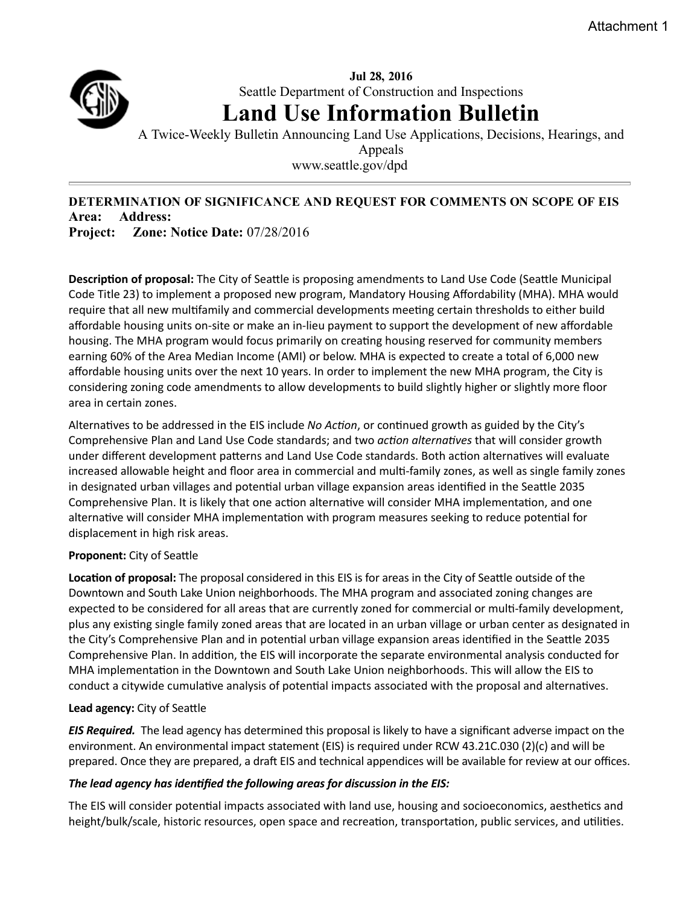Attachment 1

**Jul 28, 2016**

Seattle Department of Construction and Inspections

# Land Use Information Bulletin

A Twice-Weekly Bulletin Announcing Land Use Applications, Decisions, Hearings, and Appeals

www.seattle.gov/dpd

---

**DETERMINATION OF SIGNIFICANCE AND REQUEST FOR COMMENTS ON SCOPE OF EIS**

**Area: Address:**

**Project: Zone: Notice Date:** 07/28/2016

**Description of proposal:** The City of Seattle is proposing amendments to Land Use Code (Seattle Municipal Code Title 23) to implement a proposed new program, Mandatory Housing Affordability (MHA). MHA would require that all new multifamily and commercial developments meeting certain thresholds to either build affordable housing units on-site or make an in-lieu payment to support the development of new affordable housing. The MHA program would focus primarily on creating housing reserved for community members earning 60% of the Area Median Income (AMI) or below. MHA is expected to create a total of 6,000 new affordable housing units over the next 10 years. In order to implement the new MHA program, the City is considering zoning code amendments to allow developments to build slightly higher or slightly more floor area in certain zones.

Alternatives to be addressed in the EIS include *No Action*, or continued growth as guided by the City's Comprehensive Plan and Land Use Code standards; and two *action alternatives* that will consider growth under different development patterns and Land Use Code standards. Both action alternatives will evaluate increased allowable height and floor area in commercial and multi-family zones, as well as single family zones in designated urban villages and potential urban village expansion areas identified in the Seattle 2035 Comprehensive Plan. It is likely that one action alternative will consider MHA implementation, and one alternative will consider MHA implementation with program measures seeking to reduce potential for displacement in high risk areas.

**Proponent:** City of Seattle

**Location of proposal:** The proposal considered in this EIS is for areas in the City of Seattle outside of the Downtown and South Lake Union neighborhoods. The MHA program and associated zoning changes are expected to be considered for all areas that are currently zoned for commercial or multi-family development, plus any existing single family zoned areas that are located in an urban village or urban center as designated in the City's Comprehensive Plan and in potential urban village expansion areas identified in the Seattle 2035 Comprehensive Plan. In addition, the EIS will incorporate the separate environmental analysis conducted for MHA implementation in the Downtown and South Lake Union neighborhoods. This will allow the EIS to conduct a citywide cumulative analysis of potential impacts associated with the proposal and alternatives.

**Lead agency:** City of Seattle

***EIS Required.*** The lead agency has determined this proposal is likely to have a significant adverse impact on the environment. An environmental impact statement (EIS) is required under RCW 43.21C.030 (2)(c) and will be prepared. Once they are prepared, a draft EIS and technical appendices will be available for review at our offices.

***The lead agency has identified the following areas for discussion in the EIS:***

The EIS will consider potential impacts associated with land use, housing and socioeconomics, aesthetics and height/bulk/scale, historic resources, open space and recreation, transportation, public services, and utilities.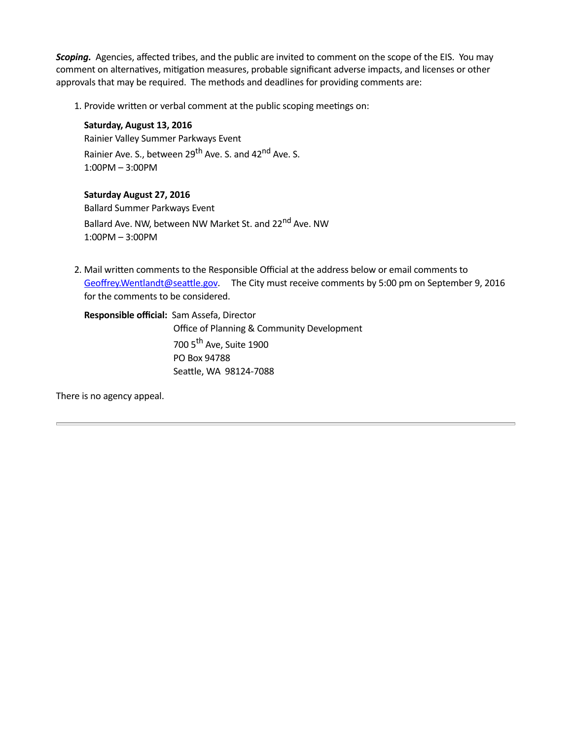***Scoping.*** Agencies, affected tribes, and the public are invited to comment on the scope of the EIS. You may comment on alternatives, mitigation measures, probable significant adverse impacts, and licenses or other approvals that may be required. The methods and deadlines for providing comments are:

1. Provide written or verbal comment at the public scoping meetings on:

   **Saturday, August 13, 2016**
   Rainier Valley Summer Parkways Event
   Rainier Ave. S., between 29th Ave. S. and 42nd Ave. S.
   1:00PM – 3:00PM

   **Saturday August 27, 2016**
   Ballard Summer Parkways Event
   Ballard Ave. NW, between NW Market St. and 22nd Ave. NW
   1:00PM – 3:00PM

2. Mail written comments to the Responsible Official at the address below or email comments to Geoffrey.Wentlandt@seattle.gov. The City must receive comments by 5:00 pm on September 9, 2016 for the comments to be considered.

   **Responsible official:** Sam Assefa, Director
   Office of Planning & Community Development
   700 5th Ave, Suite 1900
   PO Box 94788
   Seattle, WA 98124-7088

There is no agency appeal.

---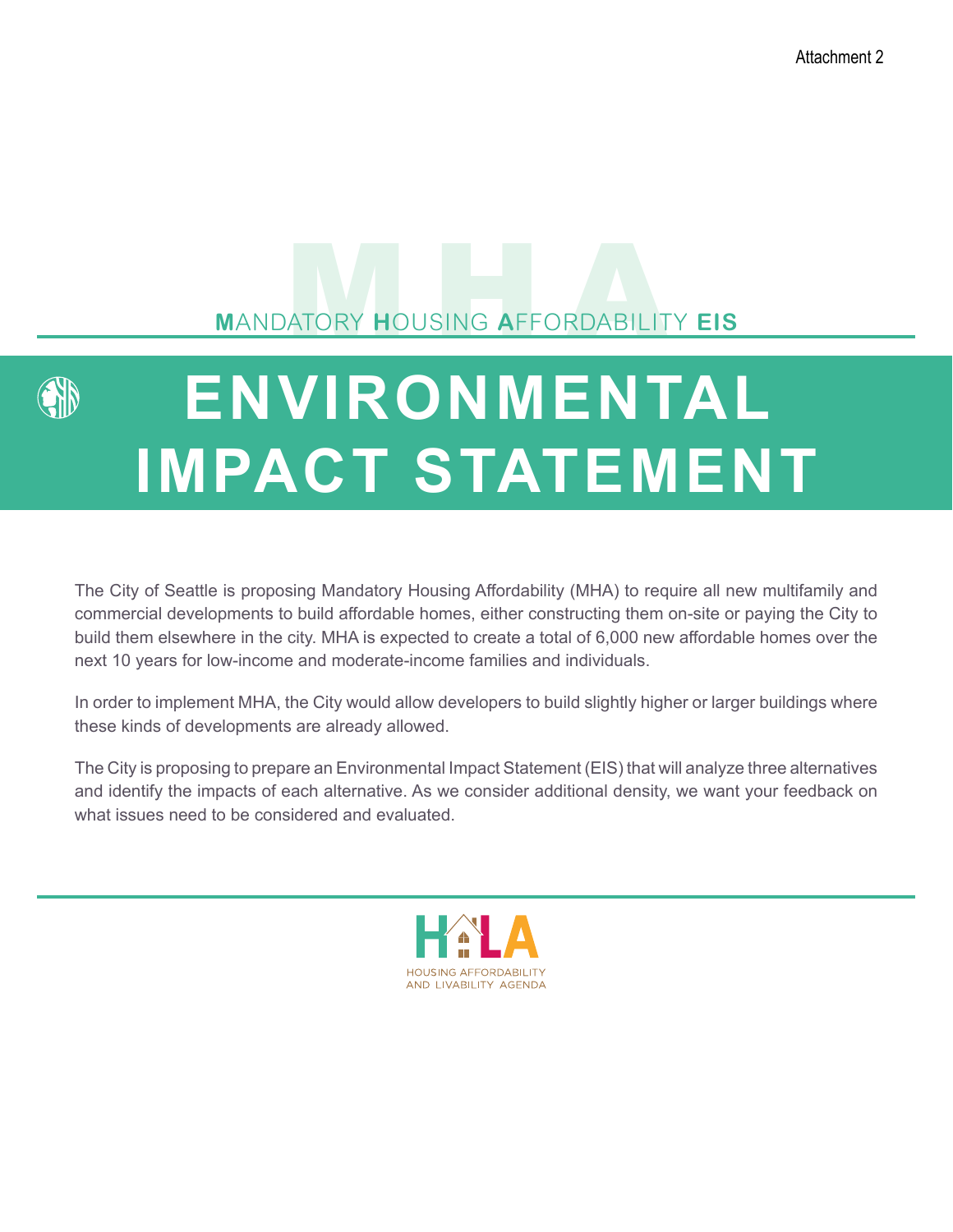Attachment 2

MANDATORY HOUSING AFFORDABILITY **EIS**

# ENVIRONMENTAL IMPACT STATEMENT

The City of Seattle is proposing Mandatory Housing Affordability (MHA) to require all new multifamily and commercial developments to build affordable homes, either constructing them on-site or paying the City to build them elsewhere in the city. MHA is expected to create a total of 6,000 new affordable homes over the next 10 years for low-income and moderate-income families and individuals.

In order to implement MHA, the City would allow developers to build slightly higher or larger buildings where these kinds of developments are already allowed.

The City is proposing to prepare an Environmental Impact Statement (EIS) that will analyze three alternatives and identify the impacts of each alternative. As we consider additional density, we want your feedback on what issues need to be considered and evaluated.

HALA

HOUSING AFFORDABILITY AND LIVABILITY AGENDA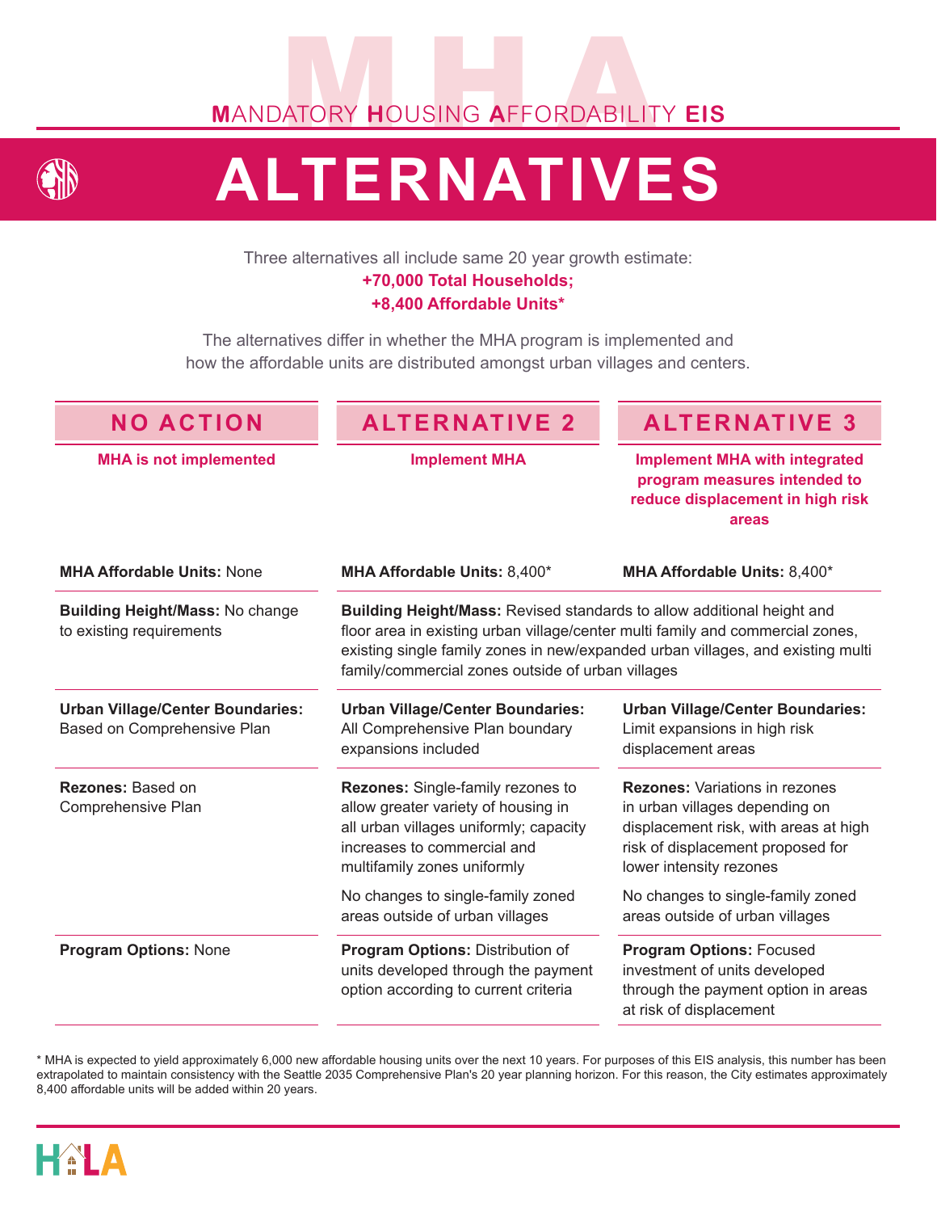# MANDATORY HOUSING AFFORDABILITY EIS

# ALTERNATIVES

Three alternatives all include same 20 year growth estimate:

**+70,000 Total Households;**
**+8,400 Affordable Units***

The alternatives differ in whether the MHA program is implemented and how the affordable units are distributed amongst urban villages and centers.

| NO ACTION | ALTERNATIVE 2 | ALTERNATIVE 3 |
|---|---|---|
| **MHA is not implemented** | **Implement MHA** | **Implement MHA with integrated program measures intended to reduce displacement in high risk areas** |
| **MHA Affordable Units:** None | **MHA Affordable Units:** 8,400* | **MHA Affordable Units:** 8,400* |
| **Building Height/Mass:** No change to existing requirements | **Building Height/Mass:** Revised standards to allow additional height and floor area in existing urban village/center multi family and commercial zones, existing single family zones in new/expanded urban villages, and existing multi family/commercial zones outside of urban villages | |
| **Urban Village/Center Boundaries:** Based on Comprehensive Plan | **Urban Village/Center Boundaries:** All Comprehensive Plan boundary expansions included | **Urban Village/Center Boundaries:** Limit expansions in high risk displacement areas |
| **Rezones:** Based on Comprehensive Plan | **Rezones:** Single-family rezones to allow greater variety of housing in all urban villages uniformly; capacity increases to commercial and multifamily zones uniformly<br><br>No changes to single-family zoned areas outside of urban villages | **Rezones:** Variations in rezones in urban villages depending on displacement risk, with areas at high risk of displacement proposed for lower intensity rezones<br><br>No changes to single-family zoned areas outside of urban villages |
| **Program Options:** None | **Program Options:** Distribution of units developed through the payment option according to current criteria | **Program Options:** Focused investment of units developed through the payment option in areas at risk of displacement |

\* MHA is expected to yield approximately 6,000 new affordable housing units over the next 10 years. For purposes of this EIS analysis, this number has been extrapolated to maintain consistency with the Seattle 2035 Comprehensive Plan's 20 year planning horizon. For this reason, the City estimates approximately 8,400 affordable units will be added within 20 years.

HALA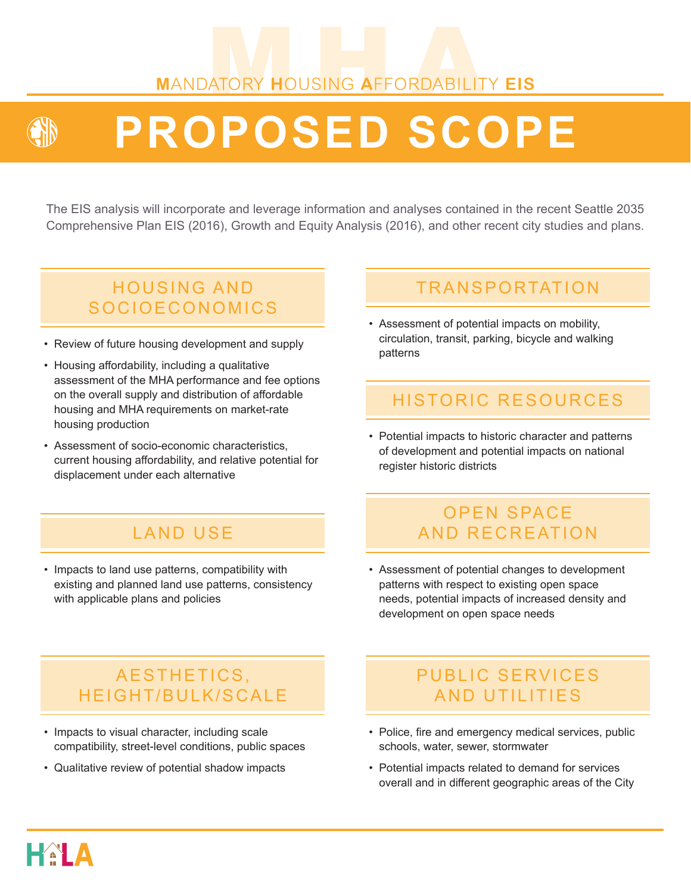MANDATORY HOUSING AFFORDABILITY EIS

# PROPOSED SCOPE

The EIS analysis will incorporate and leverage information and analyses contained in the recent Seattle 2035 Comprehensive Plan EIS (2016), Growth and Equity Analysis (2016), and other recent city studies and plans.

## HOUSING AND SOCIOECONOMICS

- Review of future housing development and supply
- Housing affordability, including a qualitative assessment of the MHA performance and fee options on the overall supply and distribution of affordable housing and MHA requirements on market-rate housing production
- Assessment of socio-economic characteristics, current housing affordability, and relative potential for displacement under each alternative

## LAND USE

- Impacts to land use patterns, compatibility with existing and planned land use patterns, consistency with applicable plans and policies

## AESTHETICS, HEIGHT/BULK/SCALE

- Impacts to visual character, including scale compatibility, street-level conditions, public spaces
- Qualitative review of potential shadow impacts

## TRANSPORTATION

- Assessment of potential impacts on mobility, circulation, transit, parking, bicycle and walking patterns

## HISTORIC RESOURCES

- Potential impacts to historic character and patterns of development and potential impacts on national register historic districts

## OPEN SPACE AND RECREATION

- Assessment of potential changes to development patterns with respect to existing open space needs, potential impacts of increased density and development on open space needs

## PUBLIC SERVICES AND UTILITIES

- Police, fire and emergency medical services, public schools, water, sewer, stormwater
- Potential impacts related to demand for services overall and in different geographic areas of the City

HALA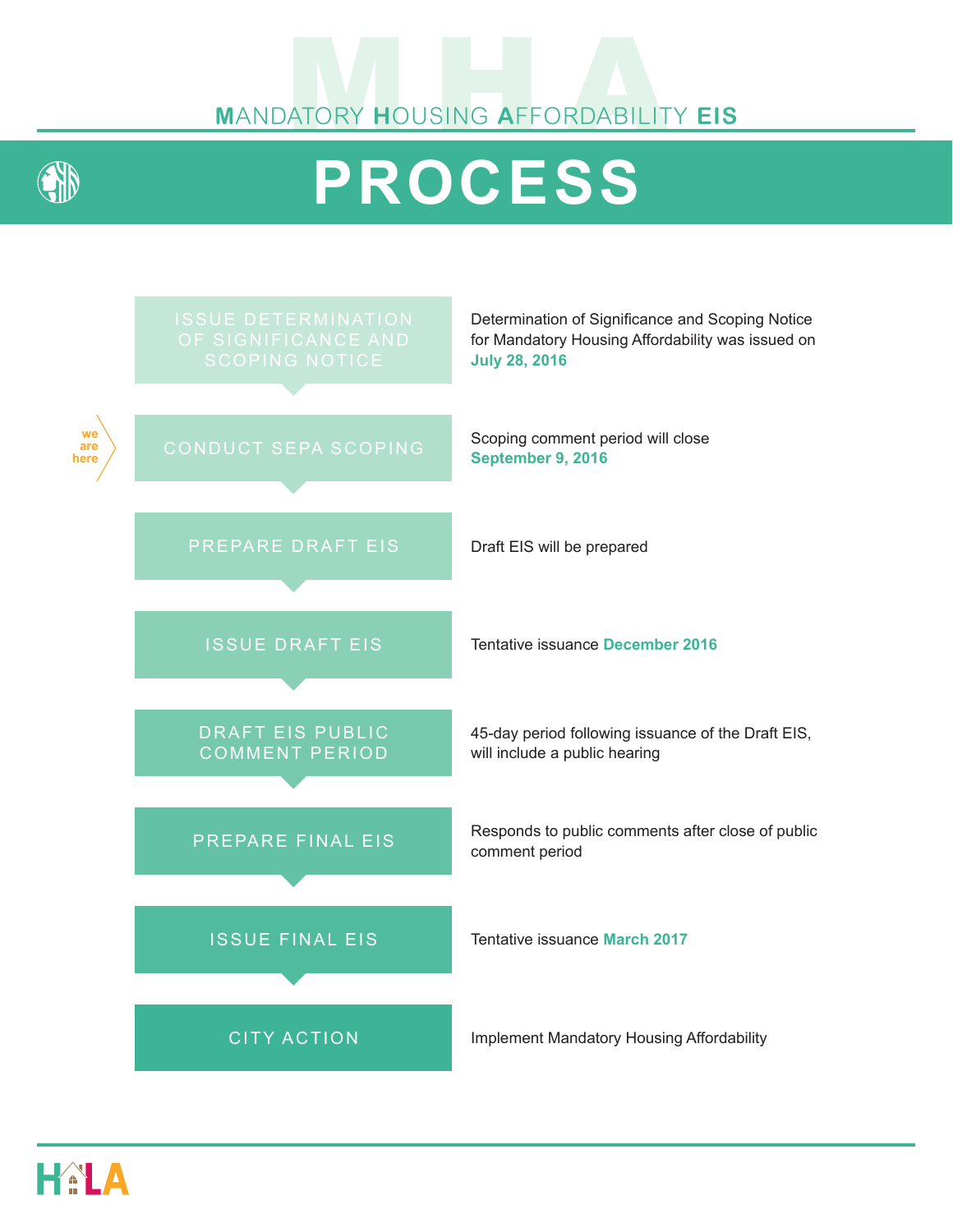MANDATORY HOUSING AFFORDABILITY EIS

# PROCESS

| | |
|---|---|
| ISSUE DETERMINATION OF SIGNIFICANCE AND SCOPING NOTICE | Determination of Significance and Scoping Notice for Mandatory Housing Affordability was issued on **July 28, 2016** |
| CONDUCT SEPA SCOPING (we are here) | Scoping comment period will close **September 9, 2016** |
| PREPARE DRAFT EIS | Draft EIS will be prepared |
| ISSUE DRAFT EIS | Tentative issuance **December 2016** |
| DRAFT EIS PUBLIC COMMENT PERIOD | 45-day period following issuance of the Draft EIS, will include a public hearing |
| PREPARE FINAL EIS | Responds to public comments after close of public comment period |
| ISSUE FINAL EIS | Tentative issuance **March 2017** |
| CITY ACTION | Implement Mandatory Housing Affordability |

HALA